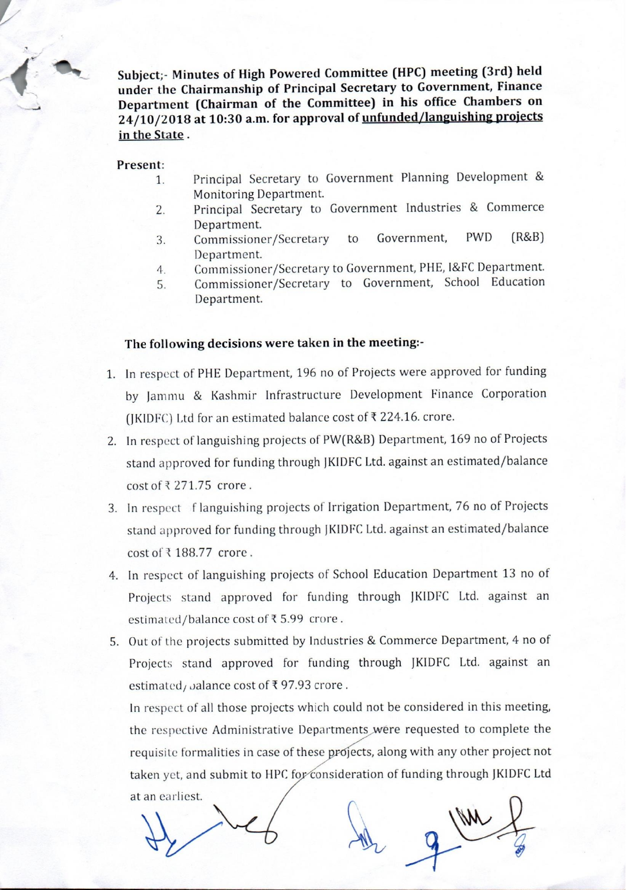**Subject;- Minutes of High Powered Committee (HPC) meeting (3rd) held under the Chairmanship of Principal Secretary to Government, Finance Department (Chairman of the Committee) in his office Chambers on 24/10/2018 at 10:30 a.m. for approval of unfunded/languishing projects in the State**.

**Present:**

1. Principal Secretary to Government Planning Development & Monitoring Department.
2. Principal Secretary to Government Industries & Commerce Department.
3. Commissioner/Secretary to Government, PWD (R&B) Department.
4. Commissioner/Secretary to Government, PHE, I&FC Department.
5. Commissioner/Secretary to Government, School Education Department.

**The following decisions were taken in the meeting:-**

1. In respect of PHE Department, 196 no of Projects were approved for funding by Jammu & Kashmir Infrastructure Development Finance Corporation (JKIDFC) Ltd for an estimated balance cost of ₹ 224.16. crore.
2. In respect of languishing projects of PW(R&B) Department, 169 no of Projects stand approved for funding through JKIDFC Ltd. against an estimated/balance cost of ₹ 271.75 crore.
3. In respect f languishing projects of Irrigation Department, 76 no of Projects stand approved for funding through JKIDFC Ltd. against an estimated/balance cost of ₹ 188.77 crore.
4. In respect of languishing projects of School Education Department 13 no of Projects stand approved for funding through JKIDFC Ltd. against an estimated/balance cost of ₹ 5.99 crore.
5. Out of the projects submitted by Industries & Commerce Department, 4 no of Projects stand approved for funding through JKIDFC Ltd. against an estimated/ balance cost of ₹ 97.93 crore.

   In respect of all those projects which could not be considered in this meeting, the respective Administrative Departments were requested to complete the requisite formalities in case of these projects, along with any other project not taken yet, and submit to HPC for consideration of funding through JKIDFC Ltd at an earliest.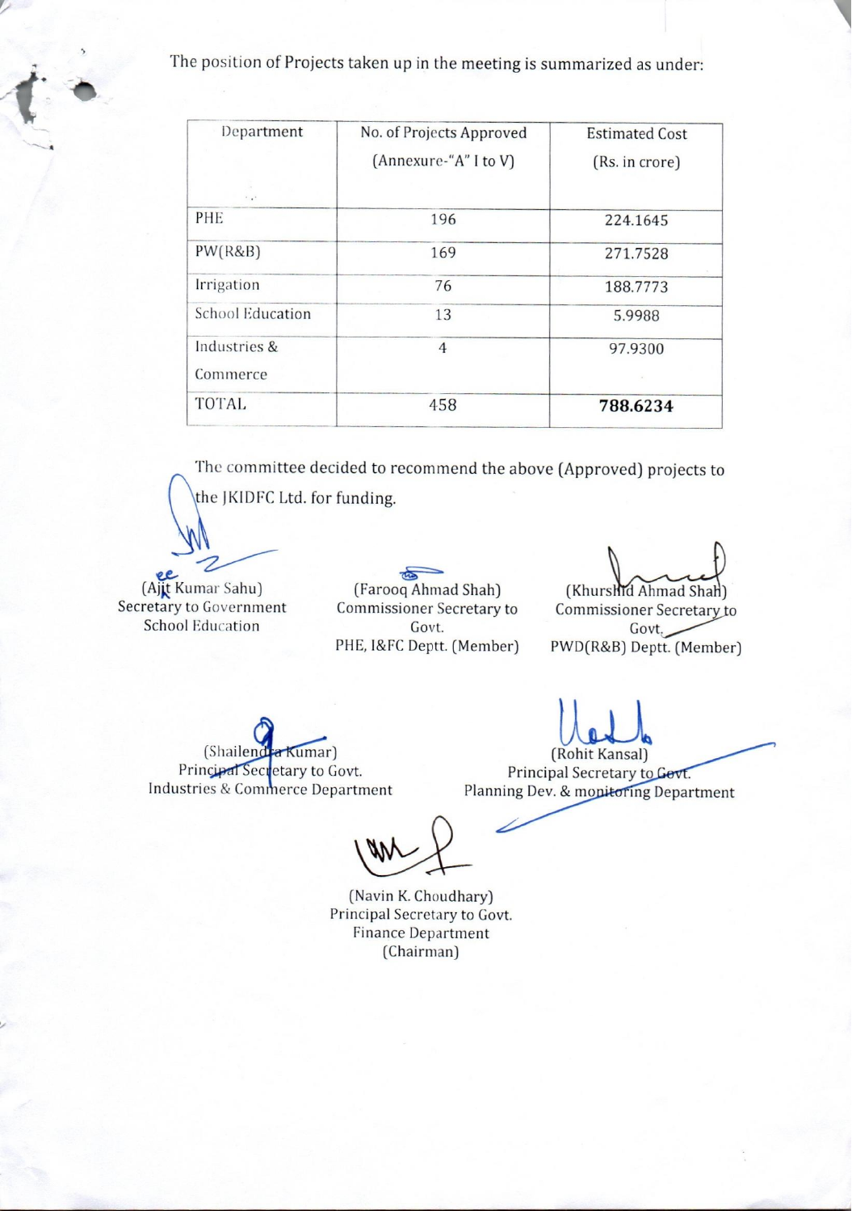The position of Projects taken up in the meeting is summarized as under:

| Department | No. of Projects Approved (Annexure-"A" I to V) | Estimated Cost (Rs. in crore) |
|---|---|---|
| PHE | 196 | 224.1645 |
| PW(R&B) | 169 | 271.7528 |
| Irrigation | 76 | 188.7773 |
| School Education | 13 | 5.9988 |
| Industries & Commerce | 4 | 97.9300 |
| TOTAL | 458 | **788.6234** |

The committee decided to recommend the above (Approved) projects to the JKIDFC Ltd. for funding.

(Ajit Kumar Sahu)
Secretary to Government
School Education

(Farooq Ahmad Shah)
Commissioner Secretary to Govt.
PHE, I&FC Deptt. (Member)

(Khurshid Ahmad Shah)
Commissioner Secretary to Govt.
PWD(R&B) Deptt. (Member)

(Shailendra Kumar)
Principal Secretary to Govt.
Industries & Commerce Department

(Rohit Kansal)
Principal Secretary to Govt.
Planning Dev. & monitoring Department

(Navin K. Choudhary)
Principal Secretary to Govt.
Finance Department
(Chairman)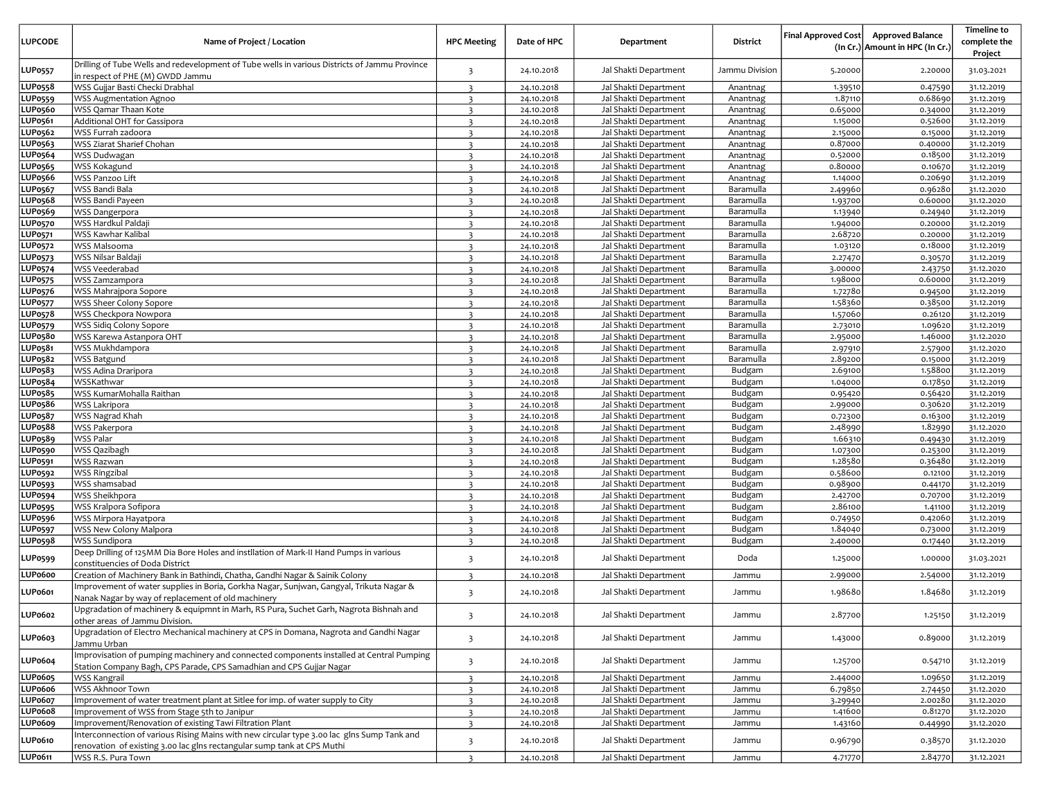| LUPCODE | Name of Project / Location | HPC Meeting | Date of HPC | Department | District | Final Approved Cost (In Cr.) | Approved Balance Amount in HPC (In Cr.) | Timeline to complete the Project |
|---|---|---|---|---|---|---|---|---|
| LUP0557 | Drilling of Tube Wells and redevelopment of Tube wells in various Districts of Jammu Province in respect of PHE (M) GWDD Jammu | 3 | 24.10.2018 | Jal Shakti Department | Jammu Division | 5.20000 | 2.20000 | 31.03.2021 |
| LUP0558 | WSS Gujjar Basti Checki Drabhal | 3 | 24.10.2018 | Jal Shakti Department | Anantnag | 1.39510 | 0.47590 | 31.12.2019 |
| LUP0559 | WSS Augmentation Agnoo | 3 | 24.10.2018 | Jal Shakti Department | Anantnag | 1.87110 | 0.68690 | 31.12.2019 |
| LUP0560 | WSS Qamar Thaan Kote | 3 | 24.10.2018 | Jal Shakti Department | Anantnag | 0.65000 | 0.34000 | 31.12.2019 |
| LUP0561 | Additional OHT for Gassipora | 3 | 24.10.2018 | Jal Shakti Department | Anantnag | 1.15000 | 0.52600 | 31.12.2019 |
| LUP0562 | WSS Furrah zadoora | 3 | 24.10.2018 | Jal Shakti Department | Anantnag | 2.15000 | 0.15000 | 31.12.2019 |
| LUP0563 | WSS Ziarat Sharief Chohan | 3 | 24.10.2018 | Jal Shakti Department | Anantnag | 0.87000 | 0.40000 | 31.12.2019 |
| LUP0564 | WSS Dudwagan | 3 | 24.10.2018 | Jal Shakti Department | Anantnag | 0.52000 | 0.18500 | 31.12.2019 |
| LUP0565 | WSS Kokagund | 3 | 24.10.2018 | Jal Shakti Department | Anantnag | 0.80000 | 0.10670 | 31.12.2019 |
| LUP0566 | WSS Panzoo Lift | 3 | 24.10.2018 | Jal Shakti Department | Anantnag | 1.14000 | 0.20690 | 31.12.2019 |
| LUP0567 | WSS Bandi Bala | 3 | 24.10.2018 | Jal Shakti Department | Baramulla | 2.49960 | 0.96280 | 31.12.2020 |
| LUP0568 | WSS Bandi Payeen | 3 | 24.10.2018 | Jal Shakti Department | Baramulla | 1.93700 | 0.60000 | 31.12.2020 |
| LUP0569 | WSS Dangerpora | 3 | 24.10.2018 | Jal Shakti Department | Baramulla | 1.13940 | 0.24940 | 31.12.2019 |
| LUP0570 | WSS Hardkul Paldaji | 3 | 24.10.2018 | Jal Shakti Department | Baramulla | 1.94000 | 0.20000 | 31.12.2019 |
| LUP0571 | WSS Kawhar Kalibal | 3 | 24.10.2018 | Jal Shakti Department | Baramulla | 2.68720 | 0.20000 | 31.12.2019 |
| LUP0572 | WSS Malsooma | 3 | 24.10.2018 | Jal Shakti Department | Baramulla | 1.03120 | 0.18000 | 31.12.2019 |
| LUP0573 | WSS Nilsar Baldaji | 3 | 24.10.2018 | Jal Shakti Department | Baramulla | 2.27470 | 0.30570 | 31.12.2019 |
| LUP0574 | WSS Veederabad | 3 | 24.10.2018 | Jal Shakti Department | Baramulla | 3.00000 | 2.43750 | 31.12.2020 |
| LUP0575 | WSS Zamzampora | 3 | 24.10.2018 | Jal Shakti Department | Baramulla | 1.98000 | 0.60000 | 31.12.2019 |
| LUP0576 | WSS Mahrajpora Sopore | 3 | 24.10.2018 | Jal Shakti Department | Baramulla | 1.72780 | 0.94500 | 31.12.2019 |
| LUP0577 | WSS Sheer Colony Sopore | 3 | 24.10.2018 | Jal Shakti Department | Baramulla | 1.58360 | 0.38500 | 31.12.2019 |
| LUP0578 | WSS Checkpora Nowpora | 3 | 24.10.2018 | Jal Shakti Department | Baramulla | 1.57060 | 0.26120 | 31.12.2019 |
| LUP0579 | WSS Sidiq Colony Sopore | 3 | 24.10.2018 | Jal Shakti Department | Baramulla | 2.73010 | 1.09620 | 31.12.2019 |
| LUP0580 | WSS Karewa Astanpora OHT | 3 | 24.10.2018 | Jal Shakti Department | Baramulla | 2.95000 | 1.46000 | 31.12.2020 |
| LUP0581 | WSS Mukhdampora | 3 | 24.10.2018 | Jal Shakti Department | Baramulla | 2.97910 | 2.57900 | 31.12.2020 |
| LUP0582 | WSS Batgund | 3 | 24.10.2018 | Jal Shakti Department | Baramulla | 2.89200 | 0.15000 | 31.12.2019 |
| LUP0583 | WSS Adina Draripora | 3 | 24.10.2018 | Jal Shakti Department | Budgam | 2.69100 | 1.58800 | 31.12.2019 |
| LUP0584 | WSSKathwar | 3 | 24.10.2018 | Jal Shakti Department | Budgam | 1.04000 | 0.17850 | 31.12.2019 |
| LUP0585 | WSS KumarMohalla Raithan | 3 | 24.10.2018 | Jal Shakti Department | Budgam | 0.95420 | 0.56420 | 31.12.2019 |
| LUP0586 | WSS Lakripora | 3 | 24.10.2018 | Jal Shakti Department | Budgam | 2.99000 | 0.30620 | 31.12.2019 |
| LUP0587 | WSS Nagrad Khah | 3 | 24.10.2018 | Jal Shakti Department | Budgam | 0.72300 | 0.16300 | 31.12.2019 |
| LUP0588 | WSS Pakerpora | 3 | 24.10.2018 | Jal Shakti Department | Budgam | 2.48990 | 1.82990 | 31.12.2020 |
| LUP0589 | WSS Palar | 3 | 24.10.2018 | Jal Shakti Department | Budgam | 1.66310 | 0.49430 | 31.12.2019 |
| LUP0590 | WSS Qazibagh | 3 | 24.10.2018 | Jal Shakti Department | Budgam | 1.07300 | 0.25300 | 31.12.2019 |
| LUP0591 | WSS Razwan | 3 | 24.10.2018 | Jal Shakti Department | Budgam | 1.28580 | 0.36480 | 31.12.2019 |
| LUP0592 | WSS Ringzibal | 3 | 24.10.2018 | Jal Shakti Department | Budgam | 0.58600 | 0.12100 | 31.12.2019 |
| LUP0593 | WSS shamsabad | 3 | 24.10.2018 | Jal Shakti Department | Budgam | 0.98900 | 0.44170 | 31.12.2019 |
| LUP0594 | WSS Sheikhpora | 3 | 24.10.2018 | Jal Shakti Department | Budgam | 2.42700 | 0.70700 | 31.12.2019 |
| LUP0595 | WSS Kralpora Sofipora | 3 | 24.10.2018 | Jal Shakti Department | Budgam | 2.86100 | 1.41100 | 31.12.2019 |
| LUP0596 | WSS Mirpora Hayatpora | 3 | 24.10.2018 | Jal Shakti Department | Budgam | 0.74950 | 0.42060 | 31.12.2019 |
| LUP0597 | WSS New Colony Malpora | 3 | 24.10.2018 | Jal Shakti Department | Budgam | 1.84040 | 0.73000 | 31.12.2019 |
| LUP0598 | WSS Sundipora | 3 | 24.10.2018 | Jal Shakti Department | Budgam | 2.40000 | 0.17440 | 31.12.2019 |
| LUP0599 | Deep Drilling of 125MM Dia Bore Holes and instllation of Mark-II Hand Pumps in various constituencies of Doda District | 3 | 24.10.2018 | Jal Shakti Department | Doda | 1.25000 | 1.00000 | 31.03.2021 |
| LUP0600 | Creation of Machinery Bank in Bathindi, Chatha, Gandhi Nagar & Sainik Colony | 3 | 24.10.2018 | Jal Shakti Department | Jammu | 2.99000 | 2.54000 | 31.12.2019 |
| LUP0601 | Improvement of water supplies in Boria, Gorkha Nagar, Sunjwan, Gangyal, Trikuta Nagar & Nanak Nagar by way of replacement of old machinery | 3 | 24.10.2018 | Jal Shakti Department | Jammu | 1.98680 | 1.84680 | 31.12.2019 |
| LUP0602 | Upgradation of machinery & equipmnt in Marh, RS Pura, Suchet Garh, Nagrota Bishnah and other areas of Jammu Division. | 3 | 24.10.2018 | Jal Shakti Department | Jammu | 2.87700 | 1.25150 | 31.12.2019 |
| LUP0603 | Upgradation of Electro Mechanical machinery at CPS in Domana, Nagrota and Gandhi Nagar Jammu Urban | 3 | 24.10.2018 | Jal Shakti Department | Jammu | 1.43000 | 0.89000 | 31.12.2019 |
| LUP0604 | Improvisation of pumping machinery and connected components installed at Central Pumping Station Company Bagh, CPS Parade, CPS Samadhian and CPS Gujjar Nagar | 3 | 24.10.2018 | Jal Shakti Department | Jammu | 1.25700 | 0.54710 | 31.12.2019 |
| LUP0605 | WSS Kangrail | 3 | 24.10.2018 | Jal Shakti Department | Jammu | 2.44000 | 1.09650 | 31.12.2019 |
| LUP0606 | WSS Akhnoor Town | 3 | 24.10.2018 | Jal Shakti Department | Jammu | 6.79850 | 2.74450 | 31.12.2020 |
| LUP0607 | Improvement of water treatment plant at Sitlee for imp. of water supply to City | 3 | 24.10.2018 | Jal Shakti Department | Jammu | 3.29940 | 2.00280 | 31.12.2020 |
| LUP0608 | Improvement of WSS from Stage 5th to Janipur | 3 | 24.10.2018 | Jal Shakti Department | Jammu | 1.41600 | 0.81270 | 31.12.2020 |
| LUP0609 | Improvement/Renovation of existing Tawi Filtration Plant | 3 | 24.10.2018 | Jal Shakti Department | Jammu | 1.43160 | 0.44990 | 31.12.2020 |
| LUP0610 | Interconnection of various Rising Mains with new circular type 3.00 lac glns Sump Tank and renovation of existing 3.00 lac glns rectangular sump tank at CPS Muthi | 3 | 24.10.2018 | Jal Shakti Department | Jammu | 0.96790 | 0.38570 | 31.12.2020 |
| LUP0611 | WSS R.S. Pura Town | 3 | 24.10.2018 | Jal Shakti Department | Jammu | 4.71770 | 2.84770 | 31.12.2021 |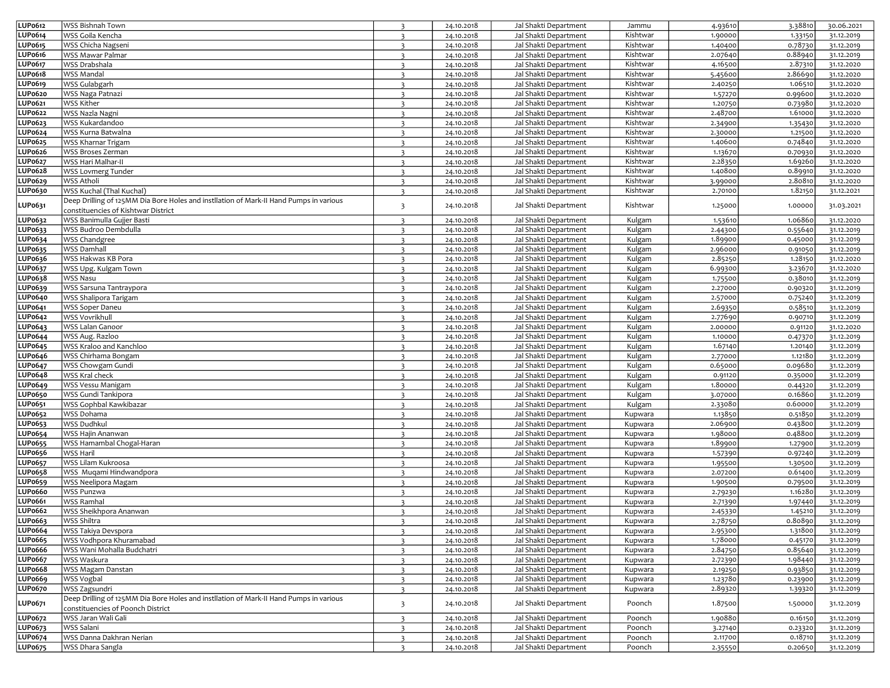| | | | | | | | | |
|---|---|---|---|---|---|---|---|---|
| LUP0612 | WSS Bishnah Town | 3 | 24.10.2018 | Jal Shakti Department | Jammu | 4.93610 | 3.38810 | 30.06.2021 |
| LUP0614 | WSS Goila Kencha | 3 | 24.10.2018 | Jal Shakti Department | Kishtwar | 1.90000 | 1.33150 | 31.12.2019 |
| LUP0615 | WSS Chicha Nagseni | 3 | 24.10.2018 | Jal Shakti Department | Kishtwar | 1.40400 | 0.78730 | 31.12.2019 |
| LUP0616 | WSS Mawar Palmar | 3 | 24.10.2018 | Jal Shakti Department | Kishtwar | 2.07640 | 0.88940 | 31.12.2019 |
| LUP0617 | WSS Drabshala | 3 | 24.10.2018 | Jal Shakti Department | Kishtwar | 4.16500 | 2.87310 | 31.12.2020 |
| LUP0618 | WSS Mandal | 3 | 24.10.2018 | Jal Shakti Department | Kishtwar | 5.45600 | 2.86690 | 31.12.2020 |
| LUP0619 | WSS Gulabgarh | 3 | 24.10.2018 | Jal Shakti Department | Kishtwar | 2.40250 | 1.06510 | 31.12.2020 |
| LUP0620 | WSS Naga Patnazi | 3 | 24.10.2018 | Jal Shakti Department | Kishtwar | 1.57270 | 0.99600 | 31.12.2020 |
| LUP0621 | WSS Kither | 3 | 24.10.2018 | Jal Shakti Department | Kishtwar | 1.20750 | 0.73980 | 31.12.2020 |
| LUP0622 | WSS Nazla Nagni | 3 | 24.10.2018 | Jal Shakti Department | Kishtwar | 2.48700 | 1.61000 | 31.12.2020 |
| LUP0623 | WSS Kukardandoo | 3 | 24.10.2018 | Jal Shakti Department | Kishtwar | 2.34900 | 1.35430 | 31.12.2020 |
| LUP0624 | WSS Kurna Batwalna | 3 | 24.10.2018 | Jal Shakti Department | Kishtwar | 2.30000 | 1.21500 | 31.12.2020 |
| LUP0625 | WSS Kharnar Trigam | 3 | 24.10.2018 | Jal Shakti Department | Kishtwar | 1.40600 | 0.74840 | 31.12.2020 |
| LUP0626 | WSS Broses Zerman | 3 | 24.10.2018 | Jal Shakti Department | Kishtwar | 1.13670 | 0.70930 | 31.12.2020 |
| LUP0627 | WSS Hari Malhar-II | 3 | 24.10.2018 | Jal Shakti Department | Kishtwar | 2.28350 | 1.69260 | 31.12.2020 |
| LUP0628 | WSS Lovmerg Tunder | 3 | 24.10.2018 | Jal Shakti Department | Kishtwar | 1.40800 | 0.89910 | 31.12.2020 |
| LUP0629 | WSS Atholi | 3 | 24.10.2018 | Jal Shakti Department | Kishtwar | 3.99000 | 2.80810 | 31.12.2020 |
| LUP0630 | WSS Kuchal (Thal Kuchal) | 3 | 24.10.2018 | Jal Shakti Department | Kishtwar | 2.70100 | 1.82150 | 31.12.2021 |
| LUP0631 | Deep Drilling of 125MM Dia Bore Holes and instllation of Mark-II Hand Pumps in various constituencies of Kishtwar District | 3 | 24.10.2018 | Jal Shakti Department | Kishtwar | 1.25000 | 1.00000 | 31.03.2021 |
| LUP0632 | WSS Banimulla Gujjer Basti | 3 | 24.10.2018 | Jal Shakti Department | Kulgam | 1.53610 | 1.06860 | 31.12.2020 |
| LUP0633 | WSS Budroo Dembdulla | 3 | 24.10.2018 | Jal Shakti Department | Kulgam | 2.44300 | 0.55640 | 31.12.2019 |
| LUP0634 | WSS Chandgree | 3 | 24.10.2018 | Jal Shakti Department | Kulgam | 1.89900 | 0.45000 | 31.12.2019 |
| LUP0635 | WSS Damhall | 3 | 24.10.2018 | Jal Shakti Department | Kulgam | 2.96000 | 0.91050 | 31.12.2019 |
| LUP0636 | WSS Hakwas KB Pora | 3 | 24.10.2018 | Jal Shakti Department | Kulgam | 2.85250 | 1.28150 | 31.12.2020 |
| LUP0637 | WSS Upg. Kulgam Town | 3 | 24.10.2018 | Jal Shakti Department | Kulgam | 6.99300 | 3.23670 | 31.12.2020 |
| LUP0638 | WSS Nasu | 3 | 24.10.2018 | Jal Shakti Department | Kulgam | 1.75500 | 0.38010 | 31.12.2019 |
| LUP0639 | WSS Sarsuna Tantraypora | 3 | 24.10.2018 | Jal Shakti Department | Kulgam | 2.27000 | 0.90320 | 31.12.2019 |
| LUP0640 | WSS Shalipora Tarigam | 3 | 24.10.2018 | Jal Shakti Department | Kulgam | 2.57000 | 0.75240 | 31.12.2019 |
| LUP0641 | WSS Soper Daneu | 3 | 24.10.2018 | Jal Shakti Department | Kulgam | 2.69350 | 0.58510 | 31.12.2019 |
| LUP0642 | WSS Vovrikhull | 3 | 24.10.2018 | Jal Shakti Department | Kulgam | 2.77690 | 0.90710 | 31.12.2019 |
| LUP0643 | WSS Lalan Ganoor | 3 | 24.10.2018 | Jal Shakti Department | Kulgam | 2.00000 | 0.91120 | 31.12.2020 |
| LUP0644 | WSS Aug. Razloo | 3 | 24.10.2018 | Jal Shakti Department | Kulgam | 1.10000 | 0.47370 | 31.12.2019 |
| LUP0645 | WSS Kraloo and Kanchloo | 3 | 24.10.2018 | Jal Shakti Department | Kulgam | 1.67140 | 1.20140 | 31.12.2019 |
| LUP0646 | WSS Chirhama Bongam | 3 | 24.10.2018 | Jal Shakti Department | Kulgam | 2.77000 | 1.12180 | 31.12.2019 |
| LUP0647 | WSS Chowgam Gundi | 3 | 24.10.2018 | Jal Shakti Department | Kulgam | 0.65000 | 0.09680 | 31.12.2019 |
| LUP0648 | WSS Kral check | 3 | 24.10.2018 | Jal Shakti Department | Kulgam | 0.91120 | 0.35000 | 31.12.2019 |
| LUP0649 | WSS Vessu Manigam | 3 | 24.10.2018 | Jal Shakti Department | Kulgam | 1.80000 | 0.44320 | 31.12.2019 |
| LUP0650 | WSS Gundi Tankipora | 3 | 24.10.2018 | Jal Shakti Department | Kulgam | 3.07000 | 0.16860 | 31.12.2019 |
| LUP0651 | WSS Gophbal Kawkibazar | 3 | 24.10.2018 | Jal Shakti Department | Kulgam | 2.33080 | 0.60000 | 31.12.2019 |
| LUP0652 | WSS Dohama | 3 | 24.10.2018 | Jal Shakti Department | Kupwara | 1.13850 | 0.51850 | 31.12.2019 |
| LUP0653 | WSS Dudhkul | 3 | 24.10.2018 | Jal Shakti Department | Kupwara | 2.06900 | 0.43800 | 31.12.2019 |
| LUP0654 | WSS Hajin Ananwan | 3 | 24.10.2018 | Jal Shakti Department | Kupwara | 1.98000 | 0.48800 | 31.12.2019 |
| LUP0655 | WSS Hamambal Chogal-Haran | 3 | 24.10.2018 | Jal Shakti Department | Kupwara | 1.89900 | 1.27900 | 31.12.2019 |
| LUP0656 | WSS Haril | 3 | 24.10.2018 | Jal Shakti Department | Kupwara | 1.57390 | 0.97240 | 31.12.2019 |
| LUP0657 | WSS Lilam Kukroosa | 3 | 24.10.2018 | Jal Shakti Department | Kupwara | 1.95500 | 1.30500 | 31.12.2019 |
| LUP0658 | WSS Muqami Hindwandpora | 3 | 24.10.2018 | Jal Shakti Department | Kupwara | 2.07200 | 0.61400 | 31.12.2019 |
| LUP0659 | WSS Neelipora Magam | 3 | 24.10.2018 | Jal Shakti Department | Kupwara | 1.90500 | 0.79500 | 31.12.2019 |
| LUP0660 | WSS Punzwa | 3 | 24.10.2018 | Jal Shakti Department | Kupwara | 2.79230 | 1.16280 | 31.12.2019 |
| LUP0661 | WSS Ramhal | 3 | 24.10.2018 | Jal Shakti Department | Kupwara | 2.71390 | 1.97440 | 31.12.2019 |
| LUP0662 | WSS Sheikhpora Ananwan | 3 | 24.10.2018 | Jal Shakti Department | Kupwara | 2.45330 | 1.45210 | 31.12.2019 |
| LUP0663 | WSS Shiltra | 3 | 24.10.2018 | Jal Shakti Department | Kupwara | 2.78750 | 0.80890 | 31.12.2019 |
| LUP0664 | WSS Takiya Devspora | 3 | 24.10.2018 | Jal Shakti Department | Kupwara | 2.95300 | 1.31800 | 31.12.2019 |
| LUP0665 | WSS Vodhpora Khuramabad | 3 | 24.10.2018 | Jal Shakti Department | Kupwara | 1.78000 | 0.45170 | 31.12.2019 |
| LUP0666 | WSS Wani Mohalla Budchatri | 3 | 24.10.2018 | Jal Shakti Department | Kupwara | 2.84750 | 0.85640 | 31.12.2019 |
| LUP0667 | WSS Waskura | 3 | 24.10.2018 | Jal Shakti Department | Kupwara | 2.72390 | 1.98440 | 31.12.2019 |
| LUP0668 | WSS Magam Danstan | 3 | 24.10.2018 | Jal Shakti Department | Kupwara | 2.19250 | 0.93850 | 31.12.2019 |
| LUP0669 | WSS Vogbal | 3 | 24.10.2018 | Jal Shakti Department | Kupwara | 1.23780 | 0.23900 | 31.12.2019 |
| LUP0670 | WSS Zagsundri | 3 | 24.10.2018 | Jal Shakti Department | Kupwara | 2.89320 | 1.39320 | 31.12.2019 |
| LUP0671 | Deep Drilling of 125MM Dia Bore Holes and instllation of Mark-II Hand Pumps in various constituencies of Poonch District | 3 | 24.10.2018 | Jal Shakti Department | Poonch | 1.87500 | 1.50000 | 31.12.2019 |
| LUP0672 | WSS Jaran Wali Gali | 3 | 24.10.2018 | Jal Shakti Department | Poonch | 1.90880 | 0.16150 | 31.12.2019 |
| LUP0673 | WSS Salani | 3 | 24.10.2018 | Jal Shakti Department | Poonch | 3.27140 | 0.23320 | 31.12.2019 |
| LUP0674 | WSS Danna Dakhran Nerian | 3 | 24.10.2018 | Jal Shakti Department | Poonch | 2.11700 | 0.18710 | 31.12.2019 |
| LUP0675 | WSS Dhara Sangla | 3 | 24.10.2018 | Jal Shakti Department | Poonch | 2.35550 | 0.20650 | 31.12.2019 |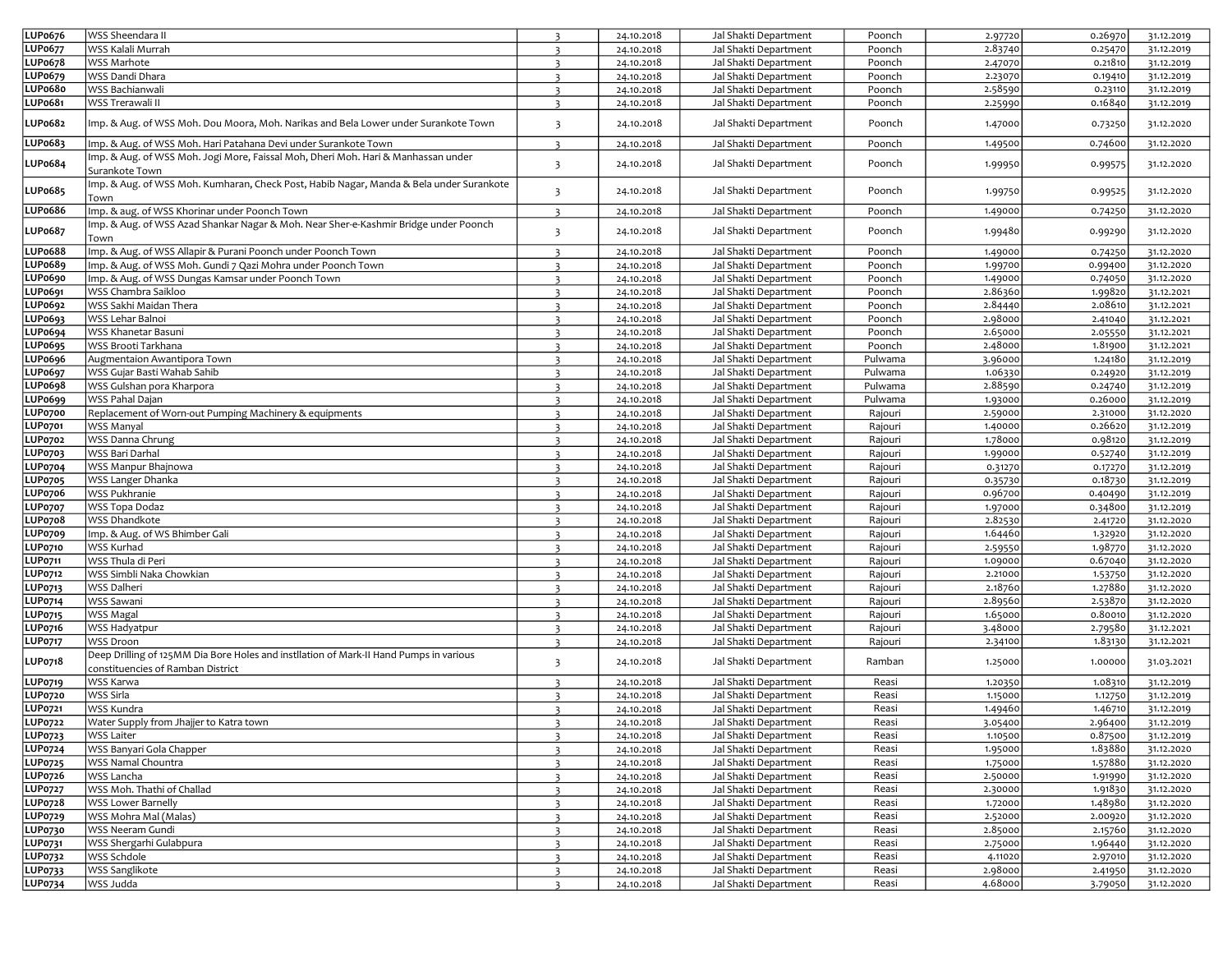| | | | | | | | | |
|---|---|---|---|---|---|---|---|---|
| LUP0676 | WSS Sheendara II | 3 | 24.10.2018 | Jal Shakti Department | Poonch | 2.97720 | 0.26970 | 31.12.2019 |
| LUP0677 | WSS Kalali Murrah | 3 | 24.10.2018 | Jal Shakti Department | Poonch | 2.83740 | 0.25470 | 31.12.2019 |
| LUP0678 | WSS Marhote | 3 | 24.10.2018 | Jal Shakti Department | Poonch | 2.47070 | 0.21810 | 31.12.2019 |
| LUP0679 | WSS Dandi Dhara | 3 | 24.10.2018 | Jal Shakti Department | Poonch | 2.23070 | 0.19410 | 31.12.2019 |
| LUP0680 | WSS Bachianwali | 3 | 24.10.2018 | Jal Shakti Department | Poonch | 2.58590 | 0.23110 | 31.12.2019 |
| LUP0681 | WSS Trerawali II | 3 | 24.10.2018 | Jal Shakti Department | Poonch | 2.25990 | 0.16840 | 31.12.2019 |
| LUP0682 | Imp. & Aug. of WSS Moh. Dou Moora, Moh. Narikas and Bela Lower under Surankote Town | 3 | 24.10.2018 | Jal Shakti Department | Poonch | 1.47000 | 0.73250 | 31.12.2020 |
| LUP0683 | Imp. & Aug. of WSS Moh. Hari Patahana Devi under Surankote Town | 3 | 24.10.2018 | Jal Shakti Department | Poonch | 1.49500 | 0.74600 | 31.12.2020 |
| LUP0684 | Imp. & Aug. of WSS Moh. Jogi More, Faissal Moh, Dheri Moh. Hari & Manhassan under Surankote Town | 3 | 24.10.2018 | Jal Shakti Department | Poonch | 1.99950 | 0.99575 | 31.12.2020 |
| LUP0685 | Imp. & Aug. of WSS Moh. Kumharan, Check Post, Habib Nagar, Manda & Bela under Surankote Town | 3 | 24.10.2018 | Jal Shakti Department | Poonch | 1.99750 | 0.99525 | 31.12.2020 |
| LUP0686 | Imp. & aug. of WSS Khorinar under Poonch Town | 3 | 24.10.2018 | Jal Shakti Department | Poonch | 1.49000 | 0.74250 | 31.12.2020 |
| LUP0687 | Imp. & Aug. of WSS Azad Shankar Nagar & Moh. Near Sher-e-Kashmir Bridge under Poonch Town | 3 | 24.10.2018 | Jal Shakti Department | Poonch | 1.99480 | 0.99290 | 31.12.2020 |
| LUP0688 | Imp. & Aug. of WSS Allapir & Purani Poonch under Poonch Town | 3 | 24.10.2018 | Jal Shakti Department | Poonch | 1.49000 | 0.74250 | 31.12.2020 |
| LUP0689 | Imp. & Aug. of WSS Moh. Gundi 7 Qazi Mohra under Poonch Town | 3 | 24.10.2018 | Jal Shakti Department | Poonch | 1.99700 | 0.99400 | 31.12.2020 |
| LUP0690 | Imp. & Aug. of WSS Dungas Kamsar under Poonch Town | 3 | 24.10.2018 | Jal Shakti Department | Poonch | 1.49000 | 0.74050 | 31.12.2020 |
| LUP0691 | WSS Chambra Saikloo | 3 | 24.10.2018 | Jal Shakti Department | Poonch | 2.86360 | 1.99820 | 31.12.2021 |
| LUP0692 | WSS Sakhi Maidan Thera | 3 | 24.10.2018 | Jal Shakti Department | Poonch | 2.84440 | 2.08610 | 31.12.2021 |
| LUP0693 | WSS Lehar Balnoi | 3 | 24.10.2018 | Jal Shakti Department | Poonch | 2.98000 | 2.41040 | 31.12.2021 |
| LUP0694 | WSS Khanetar Basuni | 3 | 24.10.2018 | Jal Shakti Department | Poonch | 2.65000 | 2.05550 | 31.12.2021 |
| LUP0695 | WSS Brooti Tarkhana | 3 | 24.10.2018 | Jal Shakti Department | Poonch | 2.48000 | 1.81900 | 31.12.2021 |
| LUP0696 | Augmentaion Awantipora Town | 3 | 24.10.2018 | Jal Shakti Department | Pulwama | 3.96000 | 1.24180 | 31.12.2019 |
| LUP0697 | WSS Gujar Basti Wahab Sahib | 3 | 24.10.2018 | Jal Shakti Department | Pulwama | 1.06330 | 0.24920 | 31.12.2019 |
| LUP0698 | WSS Gulshan pora Kharpora | 3 | 24.10.2018 | Jal Shakti Department | Pulwama | 2.88590 | 0.24740 | 31.12.2019 |
| LUP0699 | WSS Pahal Dajan | 3 | 24.10.2018 | Jal Shakti Department | Pulwama | 1.93000 | 0.26000 | 31.12.2019 |
| LUP0700 | Replacement of Worn-out Pumping Machinery & equipments | 3 | 24.10.2018 | Jal Shakti Department | Rajouri | 2.59000 | 2.31000 | 31.12.2020 |
| LUP0701 | WSS Manyal | 3 | 24.10.2018 | Jal Shakti Department | Rajouri | 1.40000 | 0.26620 | 31.12.2019 |
| LUP0702 | WSS Danna Chrung | 3 | 24.10.2018 | Jal Shakti Department | Rajouri | 1.78000 | 0.98120 | 31.12.2019 |
| LUP0703 | WSS Bari Darhal | 3 | 24.10.2018 | Jal Shakti Department | Rajouri | 1.99000 | 0.52740 | 31.12.2019 |
| LUP0704 | WSS Manpur Bhajnowa | 3 | 24.10.2018 | Jal Shakti Department | Rajouri | 0.31270 | 0.17270 | 31.12.2019 |
| LUP0705 | WSS Langer Dhanka | 3 | 24.10.2018 | Jal Shakti Department | Rajouri | 0.35730 | 0.18730 | 31.12.2019 |
| LUP0706 | WSS Pukhranie | 3 | 24.10.2018 | Jal Shakti Department | Rajouri | 0.96700 | 0.40490 | 31.12.2019 |
| LUP0707 | WSS Topa Dodaz | 3 | 24.10.2018 | Jal Shakti Department | Rajouri | 1.97000 | 0.34800 | 31.12.2019 |
| LUP0708 | WSS Dhandkote | 3 | 24.10.2018 | Jal Shakti Department | Rajouri | 2.82530 | 2.41720 | 31.12.2020 |
| LUP0709 | Imp. & Aug. of WS Bhimber Gali | 3 | 24.10.2018 | Jal Shakti Department | Rajouri | 1.64460 | 1.32920 | 31.12.2020 |
| LUP0710 | WSS Kurhad | 3 | 24.10.2018 | Jal Shakti Department | Rajouri | 2.59550 | 1.98770 | 31.12.2020 |
| LUP0711 | WSS Thula di Peri | 3 | 24.10.2018 | Jal Shakti Department | Rajouri | 1.09000 | 0.67040 | 31.12.2020 |
| LUP0712 | WSS Simbli Naka Chowkian | 3 | 24.10.2018 | Jal Shakti Department | Rajouri | 2.21000 | 1.53750 | 31.12.2020 |
| LUP0713 | WSS Dalheri | 3 | 24.10.2018 | Jal Shakti Department | Rajouri | 2.18760 | 1.27880 | 31.12.2020 |
| LUP0714 | WSS Sawani | 3 | 24.10.2018 | Jal Shakti Department | Rajouri | 2.89560 | 2.53870 | 31.12.2020 |
| LUP0715 | WSS Magal | 3 | 24.10.2018 | Jal Shakti Department | Rajouri | 1.65000 | 0.80010 | 31.12.2020 |
| LUP0716 | WSS Hadyatpur | 3 | 24.10.2018 | Jal Shakti Department | Rajouri | 3.48000 | 2.79580 | 31.12.2021 |
| LUP0717 | WSS Droon | 3 | 24.10.2018 | Jal Shakti Department | Rajouri | 2.34100 | 1.83130 | 31.12.2021 |
| LUP0718 | Deep Drilling of 125MM Dia Bore Holes and instllation of Mark-II Hand Pumps in various constituencies of Ramban District | 3 | 24.10.2018 | Jal Shakti Department | Ramban | 1.25000 | 1.00000 | 31.03.2021 |
| LUP0719 | WSS Karwa | 3 | 24.10.2018 | Jal Shakti Department | Reasi | 1.20350 | 1.08310 | 31.12.2019 |
| LUP0720 | WSS Sirla | 3 | 24.10.2018 | Jal Shakti Department | Reasi | 1.15000 | 1.12750 | 31.12.2019 |
| LUP0721 | WSS Kundra | 3 | 24.10.2018 | Jal Shakti Department | Reasi | 1.49460 | 1.46710 | 31.12.2019 |
| LUP0722 | Water Supply from Jhajjer to Katra town | 3 | 24.10.2018 | Jal Shakti Department | Reasi | 3.05400 | 2.96400 | 31.12.2019 |
| LUP0723 | WSS Laiter | 3 | 24.10.2018 | Jal Shakti Department | Reasi | 1.10500 | 0.87500 | 31.12.2019 |
| LUP0724 | WSS Banyari Gola Chapper | 3 | 24.10.2018 | Jal Shakti Department | Reasi | 1.95000 | 1.83880 | 31.12.2020 |
| LUP0725 | WSS Namal Chountra | 3 | 24.10.2018 | Jal Shakti Department | Reasi | 1.75000 | 1.57880 | 31.12.2020 |
| LUP0726 | WSS Lancha | 3 | 24.10.2018 | Jal Shakti Department | Reasi | 2.50000 | 1.91990 | 31.12.2020 |
| LUP0727 | WSS Moh. Thathi of Challad | 3 | 24.10.2018 | Jal Shakti Department | Reasi | 2.30000 | 1.91830 | 31.12.2020 |
| LUP0728 | WSS Lower Barnelly | 3 | 24.10.2018 | Jal Shakti Department | Reasi | 1.72000 | 1.48980 | 31.12.2020 |
| LUP0729 | WSS Mohra Mal (Malas) | 3 | 24.10.2018 | Jal Shakti Department | Reasi | 2.52000 | 2.00920 | 31.12.2020 |
| LUP0730 | WSS Neeram Gundi | 3 | 24.10.2018 | Jal Shakti Department | Reasi | 2.85000 | 2.15760 | 31.12.2020 |
| LUP0731 | WSS Shergarhi Gulabpura | 3 | 24.10.2018 | Jal Shakti Department | Reasi | 2.75000 | 1.96440 | 31.12.2020 |
| LUP0732 | WSS Schdole | 3 | 24.10.2018 | Jal Shakti Department | Reasi | 4.11020 | 2.97010 | 31.12.2020 |
| LUP0733 | WSS Sanglikote | 3 | 24.10.2018 | Jal Shakti Department | Reasi | 2.98000 | 2.41950 | 31.12.2020 |
| LUP0734 | WSS Judda | 3 | 24.10.2018 | Jal Shakti Department | Reasi | 4.68000 | 3.79050 | 31.12.2020 |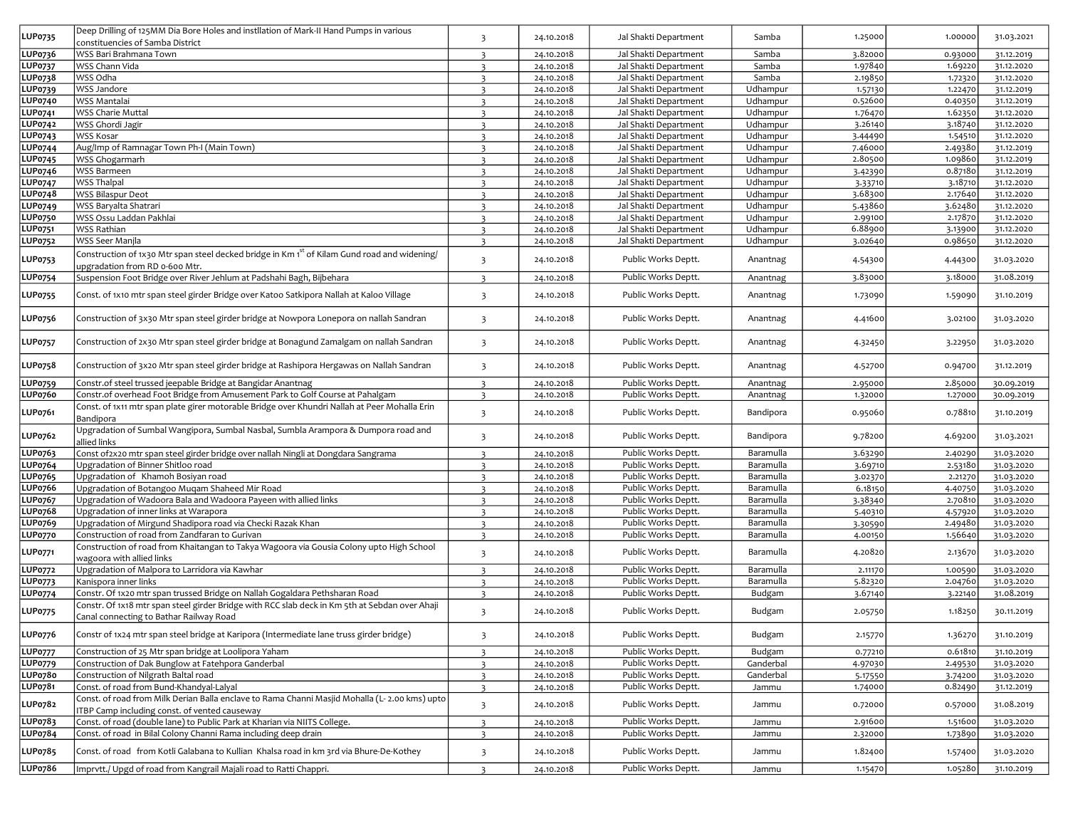| | | | | | | | | |
|---|---|---|---|---|---|---|---|---|
| LUP0735 | Deep Drilling of 125MM Dia Bore Holes and instllation of Mark-II Hand Pumps in various constituencies of Samba District | 3 | 24.10.2018 | Jal Shakti Department | Samba | 1.25000 | 1.00000 | 31.03.2021 |
| LUP0736 | WSS Bari Brahmana Town | 3 | 24.10.2018 | Jal Shakti Department | Samba | 3.82000 | 0.93000 | 31.12.2019 |
| LUP0737 | WSS Chann Vida | 3 | 24.10.2018 | Jal Shakti Department | Samba | 1.97840 | 1.69220 | 31.12.2020 |
| LUP0738 | WSS Odha | 3 | 24.10.2018 | Jal Shakti Department | Samba | 2.19850 | 1.72320 | 31.12.2020 |
| LUP0739 | WSS Jandore | 3 | 24.10.2018 | Jal Shakti Department | Udhampur | 1.57130 | 1.22470 | 31.12.2019 |
| LUP0740 | WSS Mantalai | 3 | 24.10.2018 | Jal Shakti Department | Udhampur | 0.52600 | 0.40350 | 31.12.2019 |
| LUP0741 | WSS Charie Muttal | 3 | 24.10.2018 | Jal Shakti Department | Udhampur | 1.76470 | 1.62350 | 31.12.2020 |
| LUP0742 | WSS Ghordi Jagir | 3 | 24.10.2018 | Jal Shakti Department | Udhampur | 3.26140 | 3.18740 | 31.12.2020 |
| LUP0743 | WSS Kosar | 3 | 24.10.2018 | Jal Shakti Department | Udhampur | 3.44490 | 1.54510 | 31.12.2020 |
| LUP0744 | Aug/Imp of Ramnagar Town Ph-I (Main Town) | 3 | 24.10.2018 | Jal Shakti Department | Udhampur | 7.46000 | 2.49380 | 31.12.2019 |
| LUP0745 | WSS Ghogarmarh | 3 | 24.10.2018 | Jal Shakti Department | Udhampur | 2.80500 | 1.09860 | 31.12.2019 |
| LUP0746 | WSS Barmeen | 3 | 24.10.2018 | Jal Shakti Department | Udhampur | 3.42390 | 0.87180 | 31.12.2019 |
| LUP0747 | WSS Thalpal | 3 | 24.10.2018 | Jal Shakti Department | Udhampur | 3.33710 | 3.18710 | 31.12.2020 |
| LUP0748 | WSS Bilaspur Deot | 3 | 24.10.2018 | Jal Shakti Department | Udhampur | 3.68300 | 2.17640 | 31.12.2020 |
| LUP0749 | WSS Baryalta Shatrari | 3 | 24.10.2018 | Jal Shakti Department | Udhampur | 5.43860 | 3.62480 | 31.12.2020 |
| LUP0750 | WSS Ossu Laddan Pakhlai | 3 | 24.10.2018 | Jal Shakti Department | Udhampur | 2.99100 | 2.17870 | 31.12.2020 |
| LUP0751 | WSS Rathian | 3 | 24.10.2018 | Jal Shakti Department | Udhampur | 6.88900 | 3.13900 | 31.12.2020 |
| LUP0752 | WSS Seer Manjla | 3 | 24.10.2018 | Jal Shakti Department | Udhampur | 3.02640 | 0.98650 | 31.12.2020 |
| LUP0753 | Construction of 1x30 Mtr span steel decked bridge in Km 1st of Kilam Gund road and widening/ upgradation from RD 0-600 Mtr. | 3 | 24.10.2018 | Public Works Deptt. | Anantnag | 4.54300 | 4.44300 | 31.03.2020 |
| LUP0754 | Suspension Foot Bridge over River Jehlum at Padshahi Bagh, Bijbehara | 3 | 24.10.2018 | Public Works Deptt. | Anantnag | 3.83000 | 3.18000 | 31.08.2019 |
| LUP0755 | Const. of 1x10 mtr span steel girder Bridge over Katoo Satkipora Nallah at Kaloo Village | 3 | 24.10.2018 | Public Works Deptt. | Anantnag | 1.73090 | 1.59090 | 31.10.2019 |
| LUP0756 | Construction of 3x30 Mtr span steel girder bridge at Nowpora Lonepora on nallah Sandran | 3 | 24.10.2018 | Public Works Deptt. | Anantnag | 4.41600 | 3.02100 | 31.03.2020 |
| LUP0757 | Construction of 2x30 Mtr span steel girder bridge at Bonagund Zamalgam on nallah Sandran | 3 | 24.10.2018 | Public Works Deptt. | Anantnag | 4.32450 | 3.22950 | 31.03.2020 |
| LUP0758 | Construction of 3x20 Mtr span steel girder bridge at Rashipora Hergawas on Nallah Sandran | 3 | 24.10.2018 | Public Works Deptt. | Anantnag | 4.52700 | 0.94700 | 31.12.2019 |
| LUP0759 | Constr.of steel trussed jeepable Bridge at Bangidar Anantnag | 3 | 24.10.2018 | Public Works Deptt. | Anantnag | 2.95000 | 2.85000 | 30.09.2019 |
| LUP0760 | Constr.of overhead Foot Bridge from Amusement Park to Golf Course at Pahalgam | 3 | 24.10.2018 | Public Works Deptt. | Anantnag | 1.32000 | 1.27000 | 30.09.2019 |
| LUP0761 | Const. of 1x11 mtr span plate girer motorable Bridge over Khundri Nallah at Peer Mohalla Erin Bandipora | 3 | 24.10.2018 | Public Works Deptt. | Bandipora | 0.95060 | 0.78810 | 31.10.2019 |
| LUP0762 | Upgradation of Sumbal Wangipora, Sumbal Nasbal, Sumbla Arampora & Dumpora road and allied links | 3 | 24.10.2018 | Public Works Deptt. | Bandipora | 9.78200 | 4.69200 | 31.03.2021 |
| LUP0763 | Const of2x20 mtr span steel girder bridge over nallah Ningli at Dongdara Sangrama | 3 | 24.10.2018 | Public Works Deptt. | Baramulla | 3.63290 | 2.40290 | 31.03.2020 |
| LUP0764 | Upgradation of Binner Shitloo road | 3 | 24.10.2018 | Public Works Deptt. | Baramulla | 3.69710 | 2.53180 | 31.03.2020 |
| LUP0765 | Upgradation of Khamoh Bosiyan road | 3 | 24.10.2018 | Public Works Deptt. | Baramulla | 3.02370 | 2.21270 | 31.03.2020 |
| LUP0766 | Upgradation of Botangoo Muqam Shaheed Mir Road | 3 | 24.10.2018 | Public Works Deptt. | Baramulla | 6.18150 | 4.40750 | 31.03.2020 |
| LUP0767 | Upgradation of Wadoora Bala and Wadoora Payeen with allied links | 3 | 24.10.2018 | Public Works Deptt. | Baramulla | 3.38340 | 2.70810 | 31.03.2020 |
| LUP0768 | Upgradation of inner links at Warapora | 3 | 24.10.2018 | Public Works Deptt. | Baramulla | 5.40310 | 4.57920 | 31.03.2020 |
| LUP0769 | Upgradation of Mirgund Shadipora road via Checki Razak Khan | 3 | 24.10.2018 | Public Works Deptt. | Baramulla | 3.30590 | 2.49480 | 31.03.2020 |
| LUP0770 | Construction of road from Zandfaran to Gurivan | 3 | 24.10.2018 | Public Works Deptt. | Baramulla | 4.00150 | 1.56640 | 31.03.2020 |
| LUP0771 | Construction of road from Khaitangan to Takya Wagoora via Gousia Colony upto High School wagoora with allied links | 3 | 24.10.2018 | Public Works Deptt. | Baramulla | 4.20820 | 2.13670 | 31.03.2020 |
| LUP0772 | Upgradation of Malpora to Larridora via Kawhar | 3 | 24.10.2018 | Public Works Deptt. | Baramulla | 2.11170 | 1.00590 | 31.03.2020 |
| LUP0773 | Kanispora inner links | 3 | 24.10.2018 | Public Works Deptt. | Baramulla | 5.82320 | 2.04760 | 31.03.2020 |
| LUP0774 | Constr. Of 1x20 mtr span trussed Bridge on Nallah Gogaldara Pethsharan Road | 3 | 24.10.2018 | Public Works Deptt. | Budgam | 3.67140 | 3.22140 | 31.08.2019 |
| LUP0775 | Constr. Of 1x18 mtr span steel girder Bridge with RCC slab deck in Km 5th at Sebdan over Ahaji Canal connecting to Bathar Railway Road | 3 | 24.10.2018 | Public Works Deptt. | Budgam | 2.05750 | 1.18250 | 30.11.2019 |
| LUP0776 | Constr of 1x24 mtr span steel bridge at Karipora (Intermediate lane truss girder bridge) | 3 | 24.10.2018 | Public Works Deptt. | Budgam | 2.15770 | 1.36270 | 31.10.2019 |
| LUP0777 | Construction of 25 Mtr span bridge at Loolipora Yaham | 3 | 24.10.2018 | Public Works Deptt. | Budgam | 0.77210 | 0.61810 | 31.10.2019 |
| LUP0779 | Construction of Dak Bunglow at Fatehpora Ganderbal | 3 | 24.10.2018 | Public Works Deptt. | Ganderbal | 4.97030 | 2.49530 | 31.03.2020 |
| LUP0780 | Construction of Nilgrath Baltal road | 3 | 24.10.2018 | Public Works Deptt. | Ganderbal | 5.17550 | 3.74200 | 31.03.2020 |
| LUP0781 | Const. of road from Bund-Khandyal-Lalyal | 3 | 24.10.2018 | Public Works Deptt. | Jammu | 1.74000 | 0.82490 | 31.12.2019 |
| LUP0782 | Const. of road from Milk Derian Balla enclave to Rama Channi Masjid Mohalla (L- 2.00 kms) upto ITBP Camp including const. of vented causeway | 3 | 24.10.2018 | Public Works Deptt. | Jammu | 0.72000 | 0.57000 | 31.08.2019 |
| LUP0783 | Const. of road (double lane) to Public Park at Kharian via NIITS College. | 3 | 24.10.2018 | Public Works Deptt. | Jammu | 2.91600 | 1.51600 | 31.03.2020 |
| LUP0784 | Const. of road in Bilal Colony Channi Rama including deep drain | 3 | 24.10.2018 | Public Works Deptt. | Jammu | 2.32000 | 1.73890 | 31.03.2020 |
| LUP0785 | Const. of road from Kotli Galabana to Kullian Khalsa road in km 3rd via Bhure-De-Kothey | 3 | 24.10.2018 | Public Works Deptt. | Jammu | 1.82400 | 1.57400 | 31.03.2020 |
| LUP0786 | Imprvtt./ Upgd of road from Kangrail Majali road to Ratti Chappri. | 3 | 24.10.2018 | Public Works Deptt. | Jammu | 1.15470 | 1.05280 | 31.10.2019 |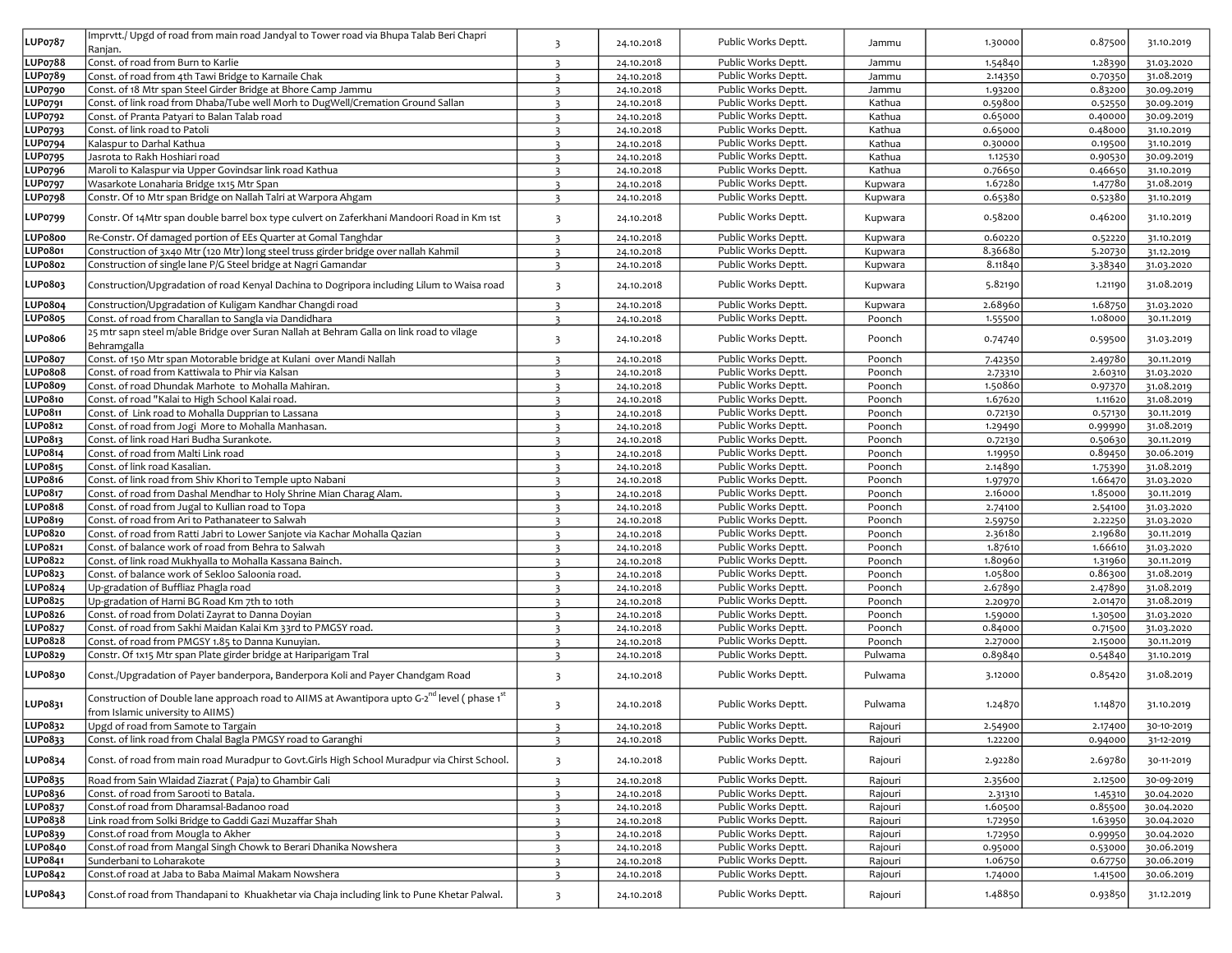| | | | | | | | | |
|---|---|---|---|---|---|---|---|---|
| LUP0787 | Imprvtt./ Upgd of road from main road Jandyal to Tower road via Bhupa Talab Beri Chapri Ranjan. | 3 | 24.10.2018 | Public Works Deptt. | Jammu | 1.30000 | 0.87500 | 31.10.2019 |
| LUP0788 | Const. of road from Burn to Karlie | 3 | 24.10.2018 | Public Works Deptt. | Jammu | 1.54840 | 1.28390 | 31.03.2020 |
| LUP0789 | Const. of road from 4th Tawi Bridge to Karnaile Chak | 3 | 24.10.2018 | Public Works Deptt. | Jammu | 2.14350 | 0.70350 | 31.08.2019 |
| LUP0790 | Const. of 18 Mtr span Steel Girder Bridge at Bhore Camp Jammu | 3 | 24.10.2018 | Public Works Deptt. | Jammu | 1.93200 | 0.83200 | 30.09.2019 |
| LUP0791 | Const. of link road from Dhaba/Tube well Morh to DugWell/Cremation Ground Sallan | 3 | 24.10.2018 | Public Works Deptt. | Kathua | 0.59800 | 0.52550 | 30.09.2019 |
| LUP0792 | Const. of Pranta Patyari to Balan Talab road | 3 | 24.10.2018 | Public Works Deptt. | Kathua | 0.65000 | 0.40000 | 30.09.2019 |
| LUP0793 | Const. of link road to Patoli | 3 | 24.10.2018 | Public Works Deptt. | Kathua | 0.65000 | 0.48000 | 31.10.2019 |
| LUP0794 | Kalaspur to Darhal Kathua | 3 | 24.10.2018 | Public Works Deptt. | Kathua | 0.30000 | 0.19500 | 31.10.2019 |
| LUP0795 | Jasrota to Rakh Hoshiari road | 3 | 24.10.2018 | Public Works Deptt. | Kathua | 1.12530 | 0.90530 | 30.09.2019 |
| LUP0796 | Maroli to Kalaspur via Upper Govindsar link road Kathua | 3 | 24.10.2018 | Public Works Deptt. | Kathua | 0.76650 | 0.46650 | 31.10.2019 |
| LUP0797 | Wasarkote Lonaharia Bridge 1x15 Mtr Span | 3 | 24.10.2018 | Public Works Deptt. | Kupwara | 1.67280 | 1.47780 | 31.08.2019 |
| LUP0798 | Constr. Of 10 Mtr span Bridge on Nallah Talri at Warpora Ahgam | 3 | 24.10.2018 | Public Works Deptt. | Kupwara | 0.65380 | 0.52380 | 31.10.2019 |
| LUP0799 | Constr. Of 14Mtr span double barrel box type culvert on Zaferkhani Mandoori Road in Km 1st | 3 | 24.10.2018 | Public Works Deptt. | Kupwara | 0.58200 | 0.46200 | 31.10.2019 |
| LUP0800 | Re-Constr. Of damaged portion of EEs Quarter at Gomal Tanghdar | 3 | 24.10.2018 | Public Works Deptt. | Kupwara | 0.60220 | 0.52220 | 31.10.2019 |
| LUP0801 | Construction of 3x40 Mtr (120 Mtr) long steel truss girder bridge over nallah Kahmil | 3 | 24.10.2018 | Public Works Deptt. | Kupwara | 8.36680 | 5.20730 | 31.12.2019 |
| LUP0802 | Construction of single lane P/G Steel bridge at Nagri Gamandar | 3 | 24.10.2018 | Public Works Deptt. | Kupwara | 8.11840 | 3.38340 | 31.03.2020 |
| LUP0803 | Construction/Upgradation of road Kenyal Dachina to Dogripora including Lilum to Waisa road | 3 | 24.10.2018 | Public Works Deptt. | Kupwara | 5.82190 | 1.21190 | 31.08.2019 |
| LUP0804 | Construction/Upgradation of Kuligam Kandhar Changdi road | 3 | 24.10.2018 | Public Works Deptt. | Kupwara | 2.68960 | 1.68750 | 31.03.2020 |
| LUP0805 | Const. of road from Charallan to Sangla via Dandidhara | 3 | 24.10.2018 | Public Works Deptt. | Poonch | 1.55500 | 1.08000 | 30.11.2019 |
| LUP0806 | 25 mtr sapn steel m/able Bridge over Suran Nallah at Behram Galla on link road to vilage Behramgalla | 3 | 24.10.2018 | Public Works Deptt. | Poonch | 0.74740 | 0.59500 | 31.03.2019 |
| LUP0807 | Const. of 150 Mtr span Motorable bridge at Kulani over Mandi Nallah | 3 | 24.10.2018 | Public Works Deptt. | Poonch | 7.42350 | 2.49780 | 30.11.2019 |
| LUP0808 | Const. of road from Kattiwala to Phir via Kalsan | 3 | 24.10.2018 | Public Works Deptt. | Poonch | 2.73310 | 2.60310 | 31.03.2020 |
| LUP0809 | Const. of road Dhundak Marhote to Mohalla Mahiran. | 3 | 24.10.2018 | Public Works Deptt. | Poonch | 1.50860 | 0.97370 | 31.08.2019 |
| LUP0810 | Const. of road "Kalai to High School Kalai road. | 3 | 24.10.2018 | Public Works Deptt. | Poonch | 1.67620 | 1.11620 | 31.08.2019 |
| LUP0811 | Const. of Link road to Mohalla Dupprian to Lassana | 3 | 24.10.2018 | Public Works Deptt. | Poonch | 0.72130 | 0.57130 | 30.11.2019 |
| LUP0812 | Const. of road from Jogi More to Mohalla Manhasan. | 3 | 24.10.2018 | Public Works Deptt. | Poonch | 1.29490 | 0.99990 | 31.08.2019 |
| LUP0813 | Const. of link road Hari Budha Surankote. | 3 | 24.10.2018 | Public Works Deptt. | Poonch | 0.72130 | 0.50630 | 30.11.2019 |
| LUP0814 | Const. of road from Malti Link road | 3 | 24.10.2018 | Public Works Deptt. | Poonch | 1.19950 | 0.89450 | 30.06.2019 |
| LUP0815 | Const. of link road Kasalian. | 3 | 24.10.2018 | Public Works Deptt. | Poonch | 2.14890 | 1.75390 | 31.08.2019 |
| LUP0816 | Const. of link road from Shiv Khori to Temple upto Nabani | 3 | 24.10.2018 | Public Works Deptt. | Poonch | 1.97970 | 1.66470 | 31.03.2020 |
| LUP0817 | Const. of road from Dashal Mendhar to Holy Shrine Mian Charag Alam. | 3 | 24.10.2018 | Public Works Deptt. | Poonch | 2.16000 | 1.85000 | 30.11.2019 |
| LUP0818 | Const. of road from Jugal to Kullian road to Topa | 3 | 24.10.2018 | Public Works Deptt. | Poonch | 2.74100 | 2.54100 | 31.03.2020 |
| LUP0819 | Const. of road from Ari to Pathanateer to Salwah | 3 | 24.10.2018 | Public Works Deptt. | Poonch | 2.59750 | 2.22250 | 31.03.2020 |
| LUP0820 | Const. of road from Ratti Jabri to Lower Sanjote via Kachar Mohalla Qazian | 3 | 24.10.2018 | Public Works Deptt. | Poonch | 2.36180 | 2.19680 | 30.11.2019 |
| LUP0821 | Const. of balance work of road from Behra to Salwah | 3 | 24.10.2018 | Public Works Deptt. | Poonch | 1.87610 | 1.66610 | 31.03.2020 |
| LUP0822 | Const. of link road Mukhyalla to Mohalla Kassana Bainch. | 3 | 24.10.2018 | Public Works Deptt. | Poonch | 1.80960 | 1.31960 | 30.11.2019 |
| LUP0823 | Const. of balance work of Sekloo Saloonia road. | 3 | 24.10.2018 | Public Works Deptt. | Poonch | 1.05800 | 0.86300 | 31.08.2019 |
| LUP0824 | Up-gradation of Buffliaz Phagla road | 3 | 24.10.2018 | Public Works Deptt. | Poonch | 2.67890 | 2.47890 | 31.08.2019 |
| LUP0825 | Up-gradation of Harni BG Road Km 7th to 10th | 3 | 24.10.2018 | Public Works Deptt. | Poonch | 2.20970 | 2.01470 | 31.08.2019 |
| LUP0826 | Const. of road from Dolati Zayrat to Danna Doyian | 3 | 24.10.2018 | Public Works Deptt. | Poonch | 1.59000 | 1.30500 | 31.03.2020 |
| LUP0827 | Const. of road from Sakhi Maidan Kalai Km 33rd to PMGSY road. | 3 | 24.10.2018 | Public Works Deptt. | Poonch | 0.84000 | 0.71500 | 31.03.2020 |
| LUP0828 | Const. of road from PMGSY 1.85 to Danna Kunuyian. | 3 | 24.10.2018 | Public Works Deptt. | Poonch | 2.27000 | 2.15000 | 30.11.2019 |
| LUP0829 | Constr. Of 1x15 Mtr span Plate girder bridge at Hariparigam Tral | 3 | 24.10.2018 | Public Works Deptt. | Pulwama | 0.89840 | 0.54840 | 31.10.2019 |
| LUP0830 | Const./Upgradation of Payer banderpora, Banderpora Koli and Payer Chandgam Road | 3 | 24.10.2018 | Public Works Deptt. | Pulwama | 3.12000 | 0.85420 | 31.08.2019 |
| LUP0831 | Construction of Double lane approach road to AIIMS at Awantipora upto G-2nd level ( phase 1st from Islamic university to AIIMS) | 3 | 24.10.2018 | Public Works Deptt. | Pulwama | 1.24870 | 1.14870 | 31.10.2019 |
| LUP0832 | Upgd of road from Samote to Targain | 3 | 24.10.2018 | Public Works Deptt. | Rajouri | 2.54900 | 2.17400 | 30-10-2019 |
| LUP0833 | Const. of link road from Chalal Bagla PMGSY road to Garanghi | 3 | 24.10.2018 | Public Works Deptt. | Rajouri | 1.22200 | 0.94000 | 31-12-2019 |
| LUP0834 | Const. of road from main road Muradpur to Govt.Girls High School Muradpur via Chirst School. | 3 | 24.10.2018 | Public Works Deptt. | Rajouri | 2.92280 | 2.69780 | 30-11-2019 |
| LUP0835 | Road from Sain Wlaidad Ziazrat ( Paja) to Ghambir Gali | 3 | 24.10.2018 | Public Works Deptt. | Rajouri | 2.35600 | 2.12500 | 30-09-2019 |
| LUP0836 | Const. of road from Sarooti to Batala. | 3 | 24.10.2018 | Public Works Deptt. | Rajouri | 2.31310 | 1.45310 | 30.04.2020 |
| LUP0837 | Const.of road from Dharamsal-Badanoo road | 3 | 24.10.2018 | Public Works Deptt. | Rajouri | 1.60500 | 0.85500 | 30.04.2020 |
| LUP0838 | Link road from Solki Bridge to Gaddi Gazi Muzaffar Shah | 3 | 24.10.2018 | Public Works Deptt. | Rajouri | 1.72950 | 1.63950 | 30.04.2020 |
| LUP0839 | Const.of road from Mougla to Akher | 3 | 24.10.2018 | Public Works Deptt. | Rajouri | 1.72950 | 0.99950 | 30.04.2020 |
| LUP0840 | Const.of road from Mangal Singh Chowk to Berari Dhanika Nowshera | 3 | 24.10.2018 | Public Works Deptt. | Rajouri | 0.95000 | 0.53000 | 30.06.2019 |
| LUP0841 | Sunderbani to Loharakote | 3 | 24.10.2018 | Public Works Deptt. | Rajouri | 1.06750 | 0.67750 | 30.06.2019 |
| LUP0842 | Const.of road at Jaba to Baba Maimal Makam Nowshera | 3 | 24.10.2018 | Public Works Deptt. | Rajouri | 1.74000 | 1.41500 | 30.06.2019 |
| LUP0843 | Const.of road from Thandapani to Khuakhetar via Chaja including link to Pune Khetar Palwal. | 3 | 24.10.2018 | Public Works Deptt. | Rajouri | 1.48850 | 0.93850 | 31.12.2019 |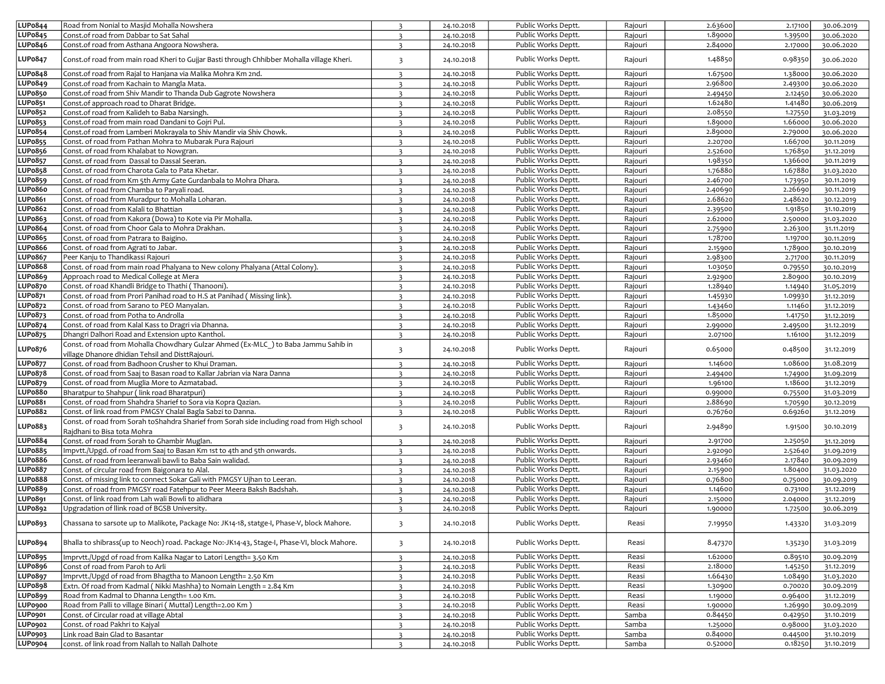| | | | | | | | | |
|---|---|---|---|---|---|---|---|---|
| LUP0844 | Road from Nonial to Masjid Mohalla Nowshera | 3 | 24.10.2018 | Public Works Deptt. | Rajouri | 2.63600 | 2.17100 | 30.06.2019 |
| LUP0845 | Const.of road from Dabbar to Sat Sahal | 3 | 24.10.2018 | Public Works Deptt. | Rajouri | 1.89000 | 1.39500 | 30.06.2020 |
| LUP0846 | Const.of road from Asthana Angoora Nowshera. | 3 | 24.10.2018 | Public Works Deptt. | Rajouri | 2.84000 | 2.17000 | 30.06.2020 |
| LUP0847 | Const.of road from main road Kheri to Gujjar Basti through Chhibber Mohalla village Kheri. | 3 | 24.10.2018 | Public Works Deptt. | Rajouri | 1.48850 | 0.98350 | 30.06.2020 |
| LUP0848 | Const.of road from Rajal to Hanjana via Malika Mohra Km 2nd. | 3 | 24.10.2018 | Public Works Deptt. | Rajouri | 1.67500 | 1.38000 | 30.06.2020 |
| LUP0849 | Const.of road from Kachain to Mangla Mata. | 3 | 24.10.2018 | Public Works Deptt. | Rajouri | 2.96800 | 2.49300 | 30.06.2020 |
| LUP0850 | Const.of road from Shiv Mandir to Thanda Dub Gagrote Nowshera | 3 | 24.10.2018 | Public Works Deptt. | Rajouri | 2.49450 | 2.12450 | 30.06.2020 |
| LUP0851 | Const.of approach road to Dharat Bridge. | 3 | 24.10.2018 | Public Works Deptt. | Rajouri | 1.62480 | 1.41480 | 30.06.2019 |
| LUP0852 | Const.of road from Kalideh to Baba Narsingh. | 3 | 24.10.2018 | Public Works Deptt. | Rajouri | 2.08550 | 1.27550 | 31.03.2019 |
| LUP0853 | Const.of road from main road Dandani to Gojri Pul. | 3 | 24.10.2018 | Public Works Deptt. | Rajouri | 1.89000 | 1.66000 | 30.06.2020 |
| LUP0854 | Const.of road from Lamberi Mokrayala to Shiv Mandir via Shiv Chowk. | 3 | 24.10.2018 | Public Works Deptt. | Rajouri | 2.89000 | 2.79000 | 30.06.2020 |
| LUP0855 | Const. of road from Pathan Mohra to Mubarak Pura Rajouri | 3 | 24.10.2018 | Public Works Deptt. | Rajouri | 2.20700 | 1.66700 | 30.11.2019 |
| LUP0856 | Const. of road from Khalabat to Nowgran. | 3 | 24.10.2018 | Public Works Deptt. | Rajouri | 2.52600 | 1.76850 | 31.12.2019 |
| LUP0857 | Const. of road from Dassal to Dassal Seeran. | 3 | 24.10.2018 | Public Works Deptt. | Rajouri | 1.98350 | 1.36600 | 30.11.2019 |
| LUP0858 | Const. of road from Charota Gala to Pata Khetar. | 3 | 24.10.2018 | Public Works Deptt. | Rajouri | 1.76880 | 1.67880 | 31.03.2020 |
| LUP0859 | Const. of road from Km 5th Army Gate Gurdanbala to Mohra Dhara. | 3 | 24.10.2018 | Public Works Deptt. | Rajouri | 2.46700 | 1.73950 | 30.11.2019 |
| LUP0860 | Const. of road from Chamba to Paryali road. | 3 | 24.10.2018 | Public Works Deptt. | Rajouri | 2.40690 | 2.26690 | 30.11.2019 |
| LUP0861 | Const. of road from Muradpur to Mohalla Loharan. | 3 | 24.10.2018 | Public Works Deptt. | Rajouri | 2.68620 | 2.48620 | 30.12.2019 |
| LUP0862 | Const. of road from Kalali to Bhattian | 3 | 24.10.2018 | Public Works Deptt. | Rajouri | 2.39500 | 1.91850 | 31.10.2019 |
| LUP0863 | Const. of road from Kakora (Dowa) to Kote via Pir Mohalla. | 3 | 24.10.2018 | Public Works Deptt. | Rajouri | 2.62000 | 2.50000 | 31.03.2020 |
| LUP0864 | Const. of road from Choor Gala to Mohra Drakhan. | 3 | 24.10.2018 | Public Works Deptt. | Rajouri | 2.75900 | 2.26300 | 31.11.2019 |
| LUP0865 | Const. of road from Patrara to Baigino. | 3 | 24.10.2018 | Public Works Deptt. | Rajouri | 1.78700 | 1.19700 | 30.11.2019 |
| LUP0866 | Const. of road from Agrati to Jabar. | 3 | 24.10.2018 | Public Works Deptt. | Rajouri | 2.15900 | 1.78900 | 30.10.2019 |
| LUP0867 | Peer Kanju to Thandikassi Rajouri | 3 | 24.10.2018 | Public Works Deptt. | Rajouri | 2.98300 | 2.71700 | 30.11.2019 |
| LUP0868 | Const. of road from main road Phalyana to New colony Phalyana (Attal Colony). | 3 | 24.10.2018 | Public Works Deptt. | Rajouri | 1.03050 | 0.79550 | 30.10.2019 |
| LUP0869 | Approach road to Medical College at Mera | 3 | 24.10.2018 | Public Works Deptt. | Rajouri | 2.92900 | 2.80900 | 30.10.2019 |
| LUP0870 | Const. of road Khandli Bridge to Thathi ( Thanooni). | 3 | 24.10.2018 | Public Works Deptt. | Rajouri | 1.28940 | 1.14940 | 31.05.2019 |
| LUP0871 | Const. of road from Prori Panihad road to H.S at Panihad ( Missing link). | 3 | 24.10.2018 | Public Works Deptt. | Rajouri | 1.45930 | 1.09930 | 31.12.2019 |
| LUP0872 | Const. of road from Sarano to PEO Manyalan. | 3 | 24.10.2018 | Public Works Deptt. | Rajouri | 1.43460 | 1.11460 | 31.12.2019 |
| LUP0873 | Const. of road from Potha to Androlla | 3 | 24.10.2018 | Public Works Deptt. | Rajouri | 1.85000 | 1.41750 | 31.12.2019 |
| LUP0874 | Const. of road from Kalal Kass to Dragri via Dhanna. | 3 | 24.10.2018 | Public Works Deptt. | Rajouri | 2.99000 | 2.49500 | 31.12.2019 |
| LUP0875 | Dhangri Dalhori Road and Extension upto Kanthol. | 3 | 24.10.2018 | Public Works Deptt. | Rajouri | 2.07100 | 1.16100 | 31.12.2019 |
| LUP0876 | Const. of road from Mohalla Chowdhary Gulzar Ahmed (Ex-MLC_) to Baba Jammu Sahib in village Dhanore dhidian Tehsil and DisttRajouri. | 3 | 24.10.2018 | Public Works Deptt. | Rajouri | 0.65000 | 0.48500 | 31.12.2019 |
| LUP0877 | Const. of road from Badhoon Crusher to Khui Draman. | 3 | 24.10.2018 | Public Works Deptt. | Rajouri | 1.14600 | 1.08600 | 31.08.2019 |
| LUP0878 | Const. of road from Saaj to Basan road to Kallar Jabrian via Nara Danna | 3 | 24.10.2018 | Public Works Deptt. | Rajouri | 2.49400 | 1.74900 | 31.09.2019 |
| LUP0879 | Const. of road from Muglia More to Azmatabad. | 3 | 24.10.2018 | Public Works Deptt. | Rajouri | 1.96100 | 1.18600 | 31.12.2019 |
| LUP0880 | Bharatpur to Shahpur ( link road Bharatpuri) | 3 | 24.10.2018 | Public Works Deptt. | Rajouri | 0.99000 | 0.75500 | 31.03.2019 |
| LUP0881 | Const. of road from Shahdra Sharief to Sora via Kopra Qazian. | 3 | 24.10.2018 | Public Works Deptt. | Rajouri | 2.88690 | 1.70590 | 30.12.2019 |
| LUP0882 | Const. of link road from PMGSY Chalal Bagla Sabzi to Danna. | 3 | 24.10.2018 | Public Works Deptt. | Rajouri | 0.76760 | 0.69260 | 31.12.2019 |
| LUP0883 | Const. of road from Sorah toShahdra Sharief from Sorah side including road from High school Rajdhani to Bisa tota Mohra | 3 | 24.10.2018 | Public Works Deptt. | Rajouri | 2.94890 | 1.91500 | 30.10.2019 |
| LUP0884 | Const. of road from Sorah to Ghambir Muglan. | 3 | 24.10.2018 | Public Works Deptt. | Rajouri | 2.91700 | 2.25050 | 31.12.2019 |
| LUP0885 | Impvtt./Upgd. of road from Saaj to Basan Km 1st to 4th and 5th onwards. | 3 | 24.10.2018 | Public Works Deptt. | Rajouri | 2.92090 | 2.52640 | 31.09.2019 |
| LUP0886 | Const. of road from leeranwali bawli to Baba Sain walidad. | 3 | 24.10.2018 | Public Works Deptt. | Rajouri | 2.93460 | 2.17840 | 30.09.2019 |
| LUP0887 | Const. of circular road from Baigonara to Alal. | 3 | 24.10.2018 | Public Works Deptt. | Rajouri | 2.15900 | 1.80400 | 31.03.2020 |
| LUP0888 | Const. of missing link to connect Sokar Gali with PMGSY Ujhan to Leeran. | 3 | 24.10.2018 | Public Works Deptt. | Rajouri | 0.76800 | 0.75000 | 30.09.2019 |
| LUP0889 | Const. of road from PMGSY road Fatehpur to Peer Meera Baksh Badshah. | 3 | 24.10.2018 | Public Works Deptt. | Rajouri | 1.14600 | 0.73100 | 31.12.2019 |
| LUP0891 | Const. of link road from Lah wali Bowli to alidhara | 3 | 24.10.2018 | Public Works Deptt. | Rajouri | 2.15000 | 2.04000 | 31.12.2019 |
| LUP0892 | Upgradation of llink road of BGSB University. | 3 | 24.10.2018 | Public Works Deptt. | Rajouri | 1.90000 | 1.72500 | 30.06.2019 |
| LUP0893 | Chassana to sarsote up to Malikote, Package No: JK14-18, statge-I, Phase-V, block Mahore. | 3 | 24.10.2018 | Public Works Deptt. | Reasi | 7.19950 | 1.43320 | 31.03.2019 |
| LUP0894 | Bhalla to shibrass(up to Neoch) road. Package No:-JK14-43, Stage-I, Phase-VI, block Mahore. | 3 | 24.10.2018 | Public Works Deptt. | Reasi | 8.47370 | 1.35230 | 31.03.2019 |
| LUP0895 | Imprvtt./Upgd of road from Kalika Nagar to Latori Length= 3.50 Km | 3 | 24.10.2018 | Public Works Deptt. | Reasi | 1.62000 | 0.89510 | 30.09.2019 |
| LUP0896 | Const of road from Paroh to Arli | 3 | 24.10.2018 | Public Works Deptt. | Reasi | 2.18000 | 1.45250 | 31.12.2019 |
| LUP0897 | Imprvtt./Upgd of road from Bhagtha to Manoon Length= 2.50 Km | 3 | 24.10.2018 | Public Works Deptt. | Reasi | 1.66430 | 1.08490 | 31.03.2020 |
| LUP0898 | Extn. Of road from Kadmal ( Nikki Mashha) to Nomain Length = 2.84 Km | 3 | 24.10.2018 | Public Works Deptt. | Reasi | 1.30900 | 0.70020 | 30.09.2019 |
| LUP0899 | Road from Kadmal to Dhanna Length= 1.00 Km. | 3 | 24.10.2018 | Public Works Deptt. | Reasi | 1.19000 | 0.96400 | 31.12.2019 |
| LUP0900 | Road from Palli to village Binari ( Muttal) Length=2.00 Km ) | 3 | 24.10.2018 | Public Works Deptt. | Reasi | 1.90000 | 1.26990 | 30.09.2019 |
| LUP0901 | Const. of Circular road at village Abtal | 3 | 24.10.2018 | Public Works Deptt. | Samba | 0.84450 | 0.42950 | 31.10.2019 |
| LUP0902 | Const. of road Pakhri to Kajyal | 3 | 24.10.2018 | Public Works Deptt. | Samba | 1.25000 | 0.98000 | 31.03.2020 |
| LUP0903 | Link road Bain Glad to Basantar | 3 | 24.10.2018 | Public Works Deptt. | Samba | 0.84000 | 0.44500 | 31.10.2019 |
| LUP0904 | const. of link road from Nallah to Nallah Dalhote | 3 | 24.10.2018 | Public Works Deptt. | Samba | 0.52000 | 0.18250 | 31.10.2019 |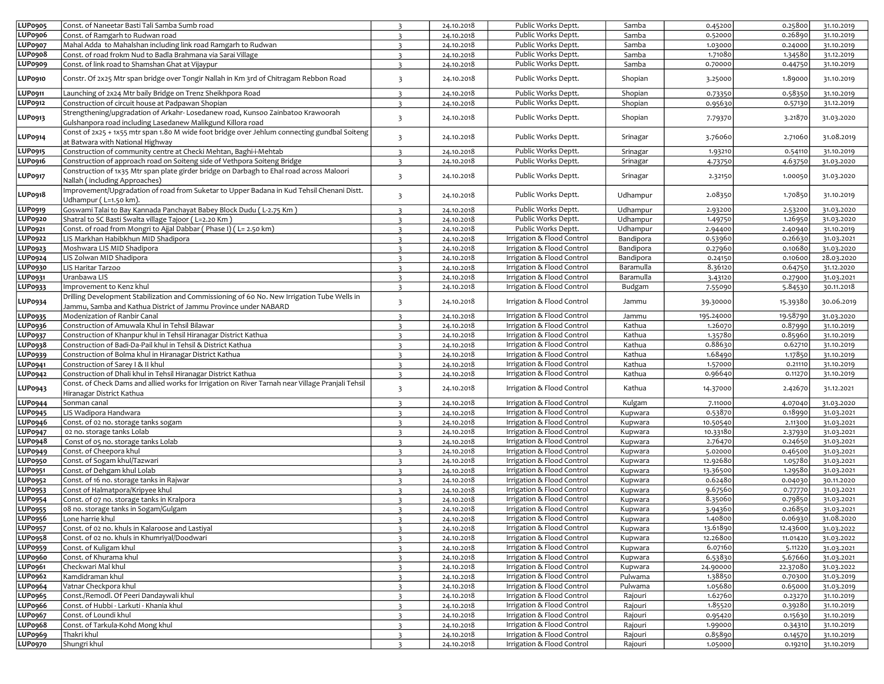| | | | | | | | | |
|---|---|---|---|---|---|---|---|---|
| LUP0905 | Const. of Naneetar Basti Tali Samba Sumb road | 3 | 24.10.2018 | Public Works Deptt. | Samba | 0.45200 | 0.25800 | 31.10.2019 |
| LUP0906 | Const. of Ramgarh to Rudwan road | 3 | 24.10.2018 | Public Works Deptt. | Samba | 0.52000 | 0.26890 | 31.10.2019 |
| LUP0907 | Mahal Adda to Mahalshan including link road Ramgarh to Rudwan | 3 | 24.10.2018 | Public Works Deptt. | Samba | 1.03000 | 0.24000 | 31.10.2019 |
| LUP0908 | Const. of road frokm Nud to Badla Brahmana via Sarai Village | 3 | 24.10.2018 | Public Works Deptt. | Samba | 1.71080 | 1.34580 | 31.12.2019 |
| LUP0909 | Const. of link road to Shamshan Ghat at Vijaypur | 3 | 24.10.2018 | Public Works Deptt. | Samba | 0.70000 | 0.44750 | 31.10.2019 |
| LUP0910 | Constr. Of 2x25 Mtr span bridge over Tongir Nallah in Km 3rd of Chitragam Rebbon Road | 3 | 24.10.2018 | Public Works Deptt. | Shopian | 3.25000 | 1.89000 | 31.10.2019 |
| LUP0911 | Launching of 2x24 Mtr baily Bridge on Trenz Sheikhpora Road | 3 | 24.10.2018 | Public Works Deptt. | Shopian | 0.73350 | 0.58350 | 31.10.2019 |
| LUP0912 | Construction of circuit house at Padpawan Shopian | 3 | 24.10.2018 | Public Works Deptt. | Shopian | 0.95630 | 0.57130 | 31.12.2019 |
| LUP0913 | Strengthening/upgradation of Arkahr- Losedanew road, Kunsoo Zainbatoo Krawoorah Gulshanpora road including Lasedanew Malikgund Killora road | 3 | 24.10.2018 | Public Works Deptt. | Shopian | 7.79370 | 3.21870 | 31.03.2020 |
| LUP0914 | Const of 2x25 + 1x55 mtr span 1.80 M wide foot bridge over Jehlum connecting gundbal Soiteng at Batwara with National Highway | 3 | 24.10.2018 | Public Works Deptt. | Srinagar | 3.76060 | 2.71060 | 31.08.2019 |
| LUP0915 | Construction of community centre at Checki Mehtan, Baghi-i-Mehtab | 3 | 24.10.2018 | Public Works Deptt. | Srinagar | 1.93210 | 0.54110 | 31.10.2019 |
| LUP0916 | Construction of approach road on Soiteng side of Vethpora Soiteng Bridge | 3 | 24.10.2018 | Public Works Deptt. | Srinagar | 4.73750 | 4.63750 | 31.03.2020 |
| LUP0917 | Construction of 1x35 Mtr span plate girder bridge on Darbagh to Ehal road across Maloori Nallah ( including Approaches) | 3 | 24.10.2018 | Public Works Deptt. | Srinagar | 2.32150 | 1.00050 | 31.03.2020 |
| LUP0918 | Improvement/Upgradation of road from Suketar to Upper Badana in Kud Tehsil Chenani Distt. Udhampur ( L=1.50 km). | 3 | 24.10.2018 | Public Works Deptt. | Udhampur | 2.08350 | 1.70850 | 31.10.2019 |
| LUP0919 | Goswami Talai to Bay Kannada Panchayat Babey Block Dudu ( L-2.75 Km ) | 3 | 24.10.2018 | Public Works Deptt. | Udhampur | 2.93200 | 2.53200 | 31.03.2020 |
| LUP0920 | Shatral to SC Basti Swalta village Tajoor ( L=2.20 Km ) | 3 | 24.10.2018 | Public Works Deptt. | Udhampur | 1.49750 | 1.26950 | 31.03.2020 |
| LUP0921 | Const. of road from Mongri to Ajjal Dabbar ( Phase I) ( L= 2.50 km) | 3 | 24.10.2018 | Public Works Deptt. | Udhampur | 2.94400 | 2.40940 | 31.10.2019 |
| LUP0922 | LIS Markhan Habibkhun MID Shadipora | 3 | 24.10.2018 | Irrigation & Flood Control | Bandipora | 0.53960 | 0.26630 | 31.03.2021 |
| LUP0923 | Moshwara LIS MID Shadipora | 3 | 24.10.2018 | Irrigation & Flood Control | Bandipora | 0.27960 | 0.10680 | 31.03.2020 |
| LUP0924 | LIS Zolwan MID Shadipora | 3 | 24.10.2018 | Irrigation & Flood Control | Bandipora | 0.24150 | 0.10600 | 28.03.2020 |
| LUP0930 | LIS Haritar Tarzoo | 3 | 24.10.2018 | Irrigation & Flood Control | Baramulla | 8.36120 | 0.64750 | 31.12.2020 |
| LUP0931 | Uranbawa LIS | 3 | 24.10.2018 | Irrigation & Flood Control | Baramulla | 3.43120 | 0.27900 | 31.03.2021 |
| LUP0933 | Improvement to Kenz khul | 3 | 24.10.2018 | Irrigation & Flood Control | Budgam | 7.55090 | 5.84530 | 30.11.2018 |
| LUP0934 | Drilling Development Stabilization and Commissioning of 60 No. New Irrigation Tube Wells in Jammu, Samba and Kathua District of Jammu Province under NABARD | 3 | 24.10.2018 | Irrigation & Flood Control | Jammu | 39.30000 | 15.39380 | 30.06.2019 |
| LUP0935 | Modenization of Ranbir Canal | 3 | 24.10.2018 | Irrigation & Flood Control | Jammu | 195.24000 | 19.58790 | 31.03.2020 |
| LUP0936 | Construction of Amuwala Khul in Tehsil Bilawar | 3 | 24.10.2018 | Irrigation & Flood Control | Kathua | 1.26070 | 0.87990 | 31.10.2019 |
| LUP0937 | Construction of Khanpur khul in Tehsil Hiranagar District Kathua | 3 | 24.10.2018 | Irrigation & Flood Control | Kathua | 1.35780 | 0.85960 | 31.10.2019 |
| LUP0938 | Construction of Badi-Da-Pail khul in Tehsil & District Kathua | 3 | 24.10.2018 | Irrigation & Flood Control | Kathua | 0.88630 | 0.62710 | 31.10.2019 |
| LUP0939 | Construction of Bolma khul in Hiranagar District Kathua | 3 | 24.10.2018 | Irrigation & Flood Control | Kathua | 1.68490 | 1.17850 | 31.10.2019 |
| LUP0941 | Construction of Sarey I & II khul | 3 | 24.10.2018 | Irrigation & Flood Control | Kathua | 1.57000 | 0.21110 | 31.10.2019 |
| LUP0942 | Construction of Dhali khul in Tehsil Hiranagar District Kathua | 3 | 24.10.2018 | Irrigation & Flood Control | Kathua | 0.96640 | 0.11270 | 31.10.2019 |
| LUP0943 | Const. of Check Dams and allied works for Irrigation on River Tarnah near Village Pranjali Tehsil Hiranagar District Kathua | 3 | 24.10.2018 | Irrigation & Flood Control | Kathua | 14.37000 | 2.42670 | 31.12.2021 |
| LUP0944 | Sonman canal | 3 | 24.10.2018 | Irrigation & Flood Control | Kulgam | 7.11000 | 4.07040 | 31.03.2020 |
| LUP0945 | LIS Wadipora Handwara | 3 | 24.10.2018 | Irrigation & Flood Control | Kupwara | 0.53870 | 0.18990 | 31.03.2021 |
| LUP0946 | Const. of 02 no. storage tanks sogam | 3 | 24.10.2018 | Irrigation & Flood Control | Kupwara | 10.50540 | 2.11300 | 31.03.2021 |
| LUP0947 | 02 no. storage tanks Lolab | 3 | 24.10.2018 | Irrigation & Flood Control | Kupwara | 10.33180 | 2.37930 | 31.03.2021 |
| LUP0948 | Const. of 05 no. storage tanks Lolab | 3 | 24.10.2018 | Irrigation & Flood Control | Kupwara | 2.76470 | 0.24650 | 31.03.2021 |
| LUP0949 | Const. of Cheepora khul | 3 | 24.10.2018 | Irrigation & Flood Control | Kupwara | 5.02000 | 0.46500 | 31.03.2021 |
| LUP0950 | Const. of Sogam khul/Tazwari | 3 | 24.10.2018 | Irrigation & Flood Control | Kupwara | 12.92680 | 1.05780 | 31.03.2021 |
| LUP0951 | Const. of Dehgam khul Lolab | 3 | 24.10.2018 | Irrigation & Flood Control | Kupwara | 13.36500 | 1.29580 | 31.03.2021 |
| LUP0952 | Const. of 16 no. storage tanks in Rajwar | 3 | 24.10.2018 | Irrigation & Flood Control | Kupwara | 0.62480 | 0.04030 | 30.11.2020 |
| LUP0953 | Const of Halmatpora/Kripyee khul | 3 | 24.10.2018 | Irrigation & Flood Control | Kupwara | 9.67560 | 0.77770 | 31.03.2021 |
| LUP0954 | Const. of 07 no. storage tanks in Kralpora | 3 | 24.10.2018 | Irrigation & Flood Control | Kupwara | 8.35060 | 0.79850 | 31.03.2021 |
| LUP0955 | 08 no. storage tanks in Sogam/Gulgam | 3 | 24.10.2018 | Irrigation & Flood Control | Kupwara | 3.94360 | 0.26850 | 31.03.2021 |
| LUP0956 | Lone harrie khul | 3 | 24.10.2018 | Irrigation & Flood Control | Kupwara | 1.40800 | 0.06930 | 31.08.2020 |
| LUP0957 | Const. of 02 no. khuls in Kalaroose and Lastiyal | 3 | 24.10.2018 | Irrigation & Flood Control | Kupwara | 13.61890 | 12.43600 | 31.03.2022 |
| LUP0958 | Const. of 02 no. khuls in Khumriyal/Doodwari | 3 | 24.10.2018 | Irrigation & Flood Control | Kupwara | 12.26800 | 11.01420 | 31.03.2022 |
| LUP0959 | Const. of Kuligam khul | 3 | 24.10.2018 | Irrigation & Flood Control | Kupwara | 6.07160 | 5.11220 | 31.03.2021 |
| LUP0960 | Const. of Khurama khul | 3 | 24.10.2018 | Irrigation & Flood Control | Kupwara | 6.53830 | 5.67660 | 31.03.2021 |
| LUP0961 | Checkwari Mal khul | 3 | 24.10.2018 | Irrigation & Flood Control | Kupwara | 24.90000 | 22.37080 | 31.03.2022 |
| LUP0962 | Kamdidraman khul | 3 | 24.10.2018 | Irrigation & Flood Control | Pulwama | 1.38850 | 0.70300 | 31.03.2019 |
| LUP0964 | Vatnar Checkpora khul | 3 | 24.10.2018 | Irrigation & Flood Control | Pulwama | 1.05680 | 0.65000 | 31.03.2019 |
| LUP0965 | Const./Remodl. Of Peeri Dandaywali khul | 3 | 24.10.2018 | Irrigation & Flood Control | Rajouri | 1.62760 | 0.23270 | 31.10.2019 |
| LUP0966 | Const. of Hubbi - Larkuti - Khania khul | 3 | 24.10.2018 | Irrigation & Flood Control | Rajouri | 1.85520 | 0.39280 | 31.10.2019 |
| LUP0967 | Const. of Loundi khul | 3 | 24.10.2018 | Irrigation & Flood Control | Rajouri | 0.95420 | 0.15630 | 31.10.2019 |
| LUP0968 | Const. of Tarkula-Kohd Mong khul | 3 | 24.10.2018 | Irrigation & Flood Control | Rajouri | 1.99000 | 0.34310 | 31.10.2019 |
| LUP0969 | Thakri khul | 3 | 24.10.2018 | Irrigation & Flood Control | Rajouri | 0.85890 | 0.14570 | 31.10.2019 |
| LUP0970 | Shungri khul | 3 | 24.10.2018 | Irrigation & Flood Control | Rajouri | 1.05000 | 0.19210 | 31.10.2019 |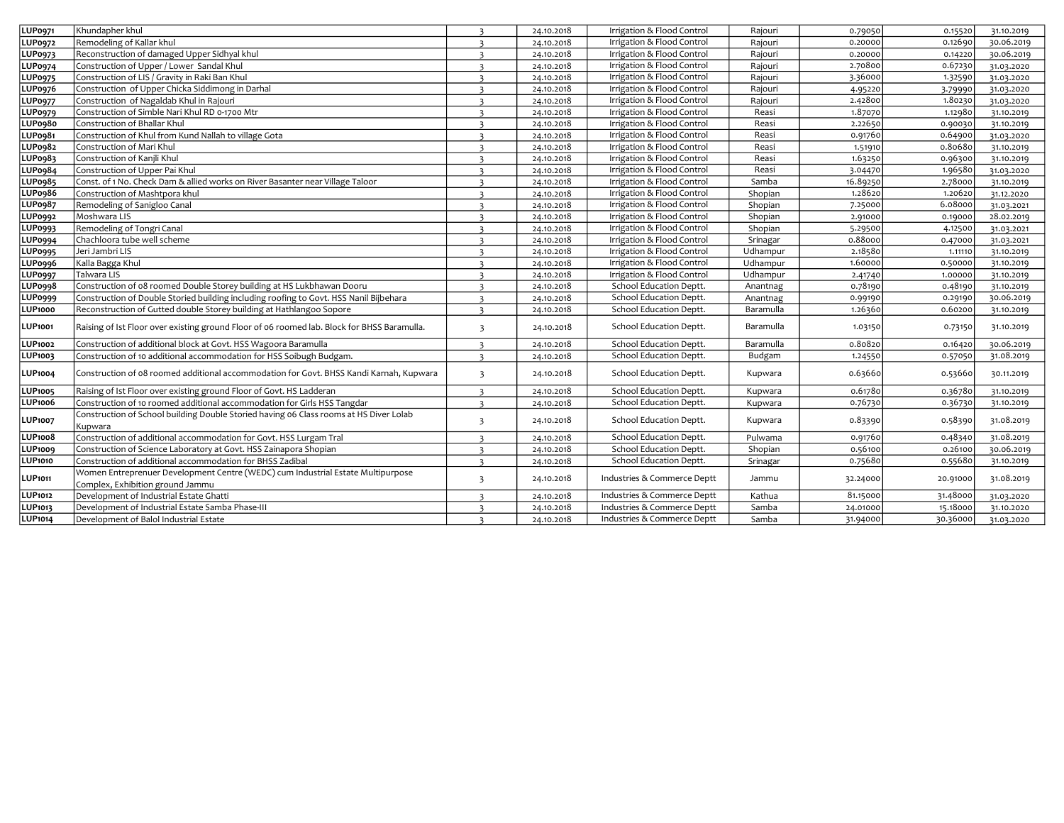| | | | | | | | | |
|---|---|---|---|---|---|---|---|---|
| LUP0971 | Khundapher khul | 3 | 24.10.2018 | Irrigation & Flood Control | Rajouri | 0.79050 | 0.15520 | 31.10.2019 |
| LUP0972 | Remodeling of Kallar khul | 3 | 24.10.2018 | Irrigation & Flood Control | Rajouri | 0.20000 | 0.12690 | 30.06.2019 |
| LUP0973 | Reconstruction of damaged Upper Sidhyal khul | 3 | 24.10.2018 | Irrigation & Flood Control | Rajouri | 0.20000 | 0.14220 | 30.06.2019 |
| LUP0974 | Construction of Upper / Lower Sandal Khul | 3 | 24.10.2018 | Irrigation & Flood Control | Rajouri | 2.70800 | 0.67230 | 31.03.2020 |
| LUP0975 | Construction of LIS / Gravity in Raki Ban Khul | 3 | 24.10.2018 | Irrigation & Flood Control | Rajouri | 3.36000 | 1.32590 | 31.03.2020 |
| LUP0976 | Construction of Upper Chicka Siddimong in Darhal | 3 | 24.10.2018 | Irrigation & Flood Control | Rajouri | 4.95220 | 3.79990 | 31.03.2020 |
| LUP0977 | Construction of Nagaldab Khul in Rajouri | 3 | 24.10.2018 | Irrigation & Flood Control | Rajouri | 2.42800 | 1.80230 | 31.03.2020 |
| LUP0979 | Construction of Simble Nari Khul RD 0-1700 Mtr | 3 | 24.10.2018 | Irrigation & Flood Control | Reasi | 1.87070 | 1.12980 | 31.10.2019 |
| LUP0980 | Construction of Bhallar Khul | 3 | 24.10.2018 | Irrigation & Flood Control | Reasi | 2.22650 | 0.90030 | 31.10.2019 |
| LUP0981 | Construction of Khul from Kund Nallah to village Gota | 3 | 24.10.2018 | Irrigation & Flood Control | Reasi | 0.91760 | 0.64900 | 31.03.2020 |
| LUP0982 | Construction of Mari Khul | 3 | 24.10.2018 | Irrigation & Flood Control | Reasi | 1.51910 | 0.80680 | 31.10.2019 |
| LUP0983 | Construction of Kanjli Khul | 3 | 24.10.2018 | Irrigation & Flood Control | Reasi | 1.63250 | 0.96300 | 31.10.2019 |
| LUP0984 | Construction of Upper Pai Khul | 3 | 24.10.2018 | Irrigation & Flood Control | Reasi | 3.04470 | 1.96580 | 31.03.2020 |
| LUP0985 | Const. of 1 No. Check Dam & allied works on River Basanter near Village Taloor | 3 | 24.10.2018 | Irrigation & Flood Control | Samba | 16.89250 | 2.78000 | 31.10.2019 |
| LUP0986 | Construction of Mashtpora khul | 3 | 24.10.2018 | Irrigation & Flood Control | Shopian | 1.28620 | 1.20620 | 31.12.2020 |
| LUP0987 | Remodeling of Sanigloo Canal | 3 | 24.10.2018 | Irrigation & Flood Control | Shopian | 7.25000 | 6.08000 | 31.03.2021 |
| LUP0992 | Moshwara LIS | 3 | 24.10.2018 | Irrigation & Flood Control | Shopian | 2.91000 | 0.19000 | 28.02.2019 |
| LUP0993 | Remodeling of Tongri Canal | 3 | 24.10.2018 | Irrigation & Flood Control | Shopian | 5.29500 | 4.12500 | 31.03.2021 |
| LUP0994 | Chachloora tube well scheme | 3 | 24.10.2018 | Irrigation & Flood Control | Srinagar | 0.88000 | 0.47000 | 31.03.2021 |
| LUP0995 | Jeri Jambri LIS | 3 | 24.10.2018 | Irrigation & Flood Control | Udhampur | 2.18580 | 1.11110 | 31.10.2019 |
| LUP0996 | Kalla Bagga Khul | 3 | 24.10.2018 | Irrigation & Flood Control | Udhampur | 1.60000 | 0.50000 | 31.10.2019 |
| LUP0997 | Talwara LIS | 3 | 24.10.2018 | Irrigation & Flood Control | Udhampur | 2.41740 | 1.00000 | 31.10.2019 |
| LUP0998 | Construction of 08 roomed Double Storey building at HS Lukbhawan Dooru | 3 | 24.10.2018 | School Education Deptt. | Anantnag | 0.78190 | 0.48190 | 31.10.2019 |
| LUP0999 | Construction of Double Storied building including roofing to Govt. HSS Nanil Bijbehara | 3 | 24.10.2018 | School Education Deptt. | Anantnag | 0.99190 | 0.29190 | 30.06.2019 |
| LUP1000 | Reconstruction of Gutted double Storey building at Hathlangoo Sopore | 3 | 24.10.2018 | School Education Deptt. | Baramulla | 1.26360 | 0.60200 | 31.10.2019 |
| LUP1001 | Raising of Ist Floor over existing ground Floor of 06 roomed lab. Block for BHSS Baramulla. | 3 | 24.10.2018 | School Education Deptt. | Baramulla | 1.03150 | 0.73150 | 31.10.2019 |
| LUP1002 | Construction of additional block at Govt. HSS Wagoora Baramulla | 3 | 24.10.2018 | School Education Deptt. | Baramulla | 0.80820 | 0.16420 | 30.06.2019 |
| LUP1003 | Construction of 10 additional accommodation for HSS Soibugh Budgam. | 3 | 24.10.2018 | School Education Deptt. | Budgam | 1.24550 | 0.57050 | 31.08.2019 |
| LUP1004 | Construction of 08 roomed additional accommodation for Govt. BHSS Kandi Karnah, Kupwara | 3 | 24.10.2018 | School Education Deptt. | Kupwara | 0.63660 | 0.53660 | 30.11.2019 |
| LUP1005 | Raising of Ist Floor over existing ground Floor of Govt. HS Ladderan | 3 | 24.10.2018 | School Education Deptt. | Kupwara | 0.61780 | 0.36780 | 31.10.2019 |
| LUP1006 | Construction of 10 roomed additional accommodation for Girls HSS Tangdar | 3 | 24.10.2018 | School Education Deptt. | Kupwara | 0.76730 | 0.36730 | 31.10.2019 |
| LUP1007 | Construction of School building Double Storied having 06 Class rooms at HS Diver Lolab Kupwara | 3 | 24.10.2018 | School Education Deptt. | Kupwara | 0.83390 | 0.58390 | 31.08.2019 |
| LUP1008 | Construction of additional accommodation for Govt. HSS Lurgam Tral | 3 | 24.10.2018 | School Education Deptt. | Pulwama | 0.91760 | 0.48340 | 31.08.2019 |
| LUP1009 | Construction of Science Laboratory at Govt. HSS Zainapora Shopian | 3 | 24.10.2018 | School Education Deptt. | Shopian | 0.56100 | 0.26100 | 30.06.2019 |
| LUP1010 | Construction of additional accommodation for BHSS Zadibal | 3 | 24.10.2018 | School Education Deptt. | Srinagar | 0.75680 | 0.55680 | 31.10.2019 |
| LUP1011 | Women Entreprenuer Development Centre (WEDC) cum Industrial Estate Multipurpose Complex, Exhibition ground Jammu | 3 | 24.10.2018 | Industries & Commerce Deptt | Jammu | 32.24000 | 20.91000 | 31.08.2019 |
| LUP1012 | Development of Industrial Estate Ghatti | 3 | 24.10.2018 | Industries & Commerce Deptt | Kathua | 81.15000 | 31.48000 | 31.03.2020 |
| LUP1013 | Development of Industrial Estate Samba Phase-III | 3 | 24.10.2018 | Industries & Commerce Deptt | Samba | 24.01000 | 15.18000 | 31.10.2020 |
| LUP1014 | Development of Balol Industrial Estate | 3 | 24.10.2018 | Industries & Commerce Deptt | Samba | 31.94000 | 30.36000 | 31.03.2020 |